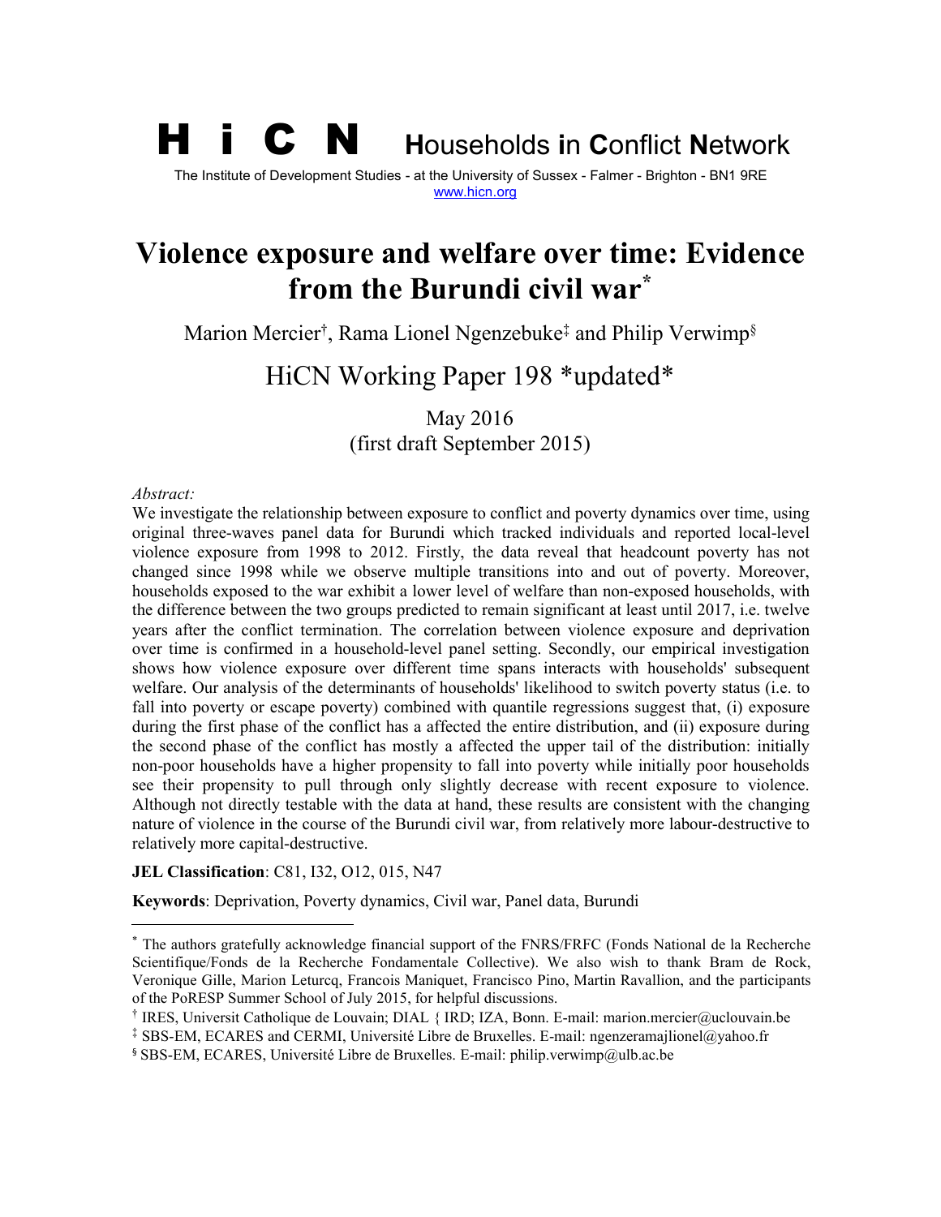# H i C N Households in Conflict Network

The Institute of Development Studies - at the University of Sussex - Falmer - Brighton - BN1 9RE
www.hicn.org

# Violence exposure and welfare over time: Evidence from the Burundi civil war[*]

Marion Mercier[†], Rama Lionel Ngenzebuke[‡] and Philip Verwimp[§]

## HiCN Working Paper 198 *updated*

May 2016
(first draft September 2015)

*Abstract:*

We investigate the relationship between exposure to conflict and poverty dynamics over time, using original three-waves panel data for Burundi which tracked individuals and reported local-level violence exposure from 1998 to 2012. Firstly, the data reveal that headcount poverty has not changed since 1998 while we observe multiple transitions into and out of poverty. Moreover, households exposed to the war exhibit a lower level of welfare than non-exposed households, with the difference between the two groups predicted to remain significant at least until 2017, i.e. twelve years after the conflict termination. The correlation between violence exposure and deprivation over time is confirmed in a household-level panel setting. Secondly, our empirical investigation shows how violence exposure over different time spans interacts with households' subsequent welfare. Our analysis of the determinants of households' likelihood to switch poverty status (i.e. to fall into poverty or escape poverty) combined with quantile regressions suggest that, (i) exposure during the first phase of the conflict has a affected the entire distribution, and (ii) exposure during the second phase of the conflict has mostly a affected the upper tail of the distribution: initially non-poor households have a higher propensity to fall into poverty while initially poor households see their propensity to pull through only slightly decrease with recent exposure to violence. Although not directly testable with the data at hand, these results are consistent with the changing nature of violence in the course of the Burundi civil war, from relatively more labour-destructive to relatively more capital-destructive.

**JEL Classification**: C81, I32, O12, 015, N47

**Keywords**: Deprivation, Poverty dynamics, Civil war, Panel data, Burundi

---

[*] The authors gratefully acknowledge financial support of the FNRS/FRFC (Fonds National de la Recherche Scientifique/Fonds de la Recherche Fondamentale Collective). We also wish to thank Bram de Rock, Veronique Gille, Marion Leturcq, Francois Maniquet, Francisco Pino, Martin Ravallion, and the participants of the PoRESP Summer School of July 2015, for helpful discussions.

[†] IRES, Universit Catholique de Louvain; DIAL { IRD; IZA, Bonn. E-mail: marion.mercier@uclouvain.be

[‡] SBS-EM, ECARES and CERMI, Université Libre de Bruxelles. E-mail: ngenzeramajlionel@yahoo.fr

[§] SBS-EM, ECARES, Université Libre de Bruxelles. E-mail: philip.verwimp@ulb.ac.be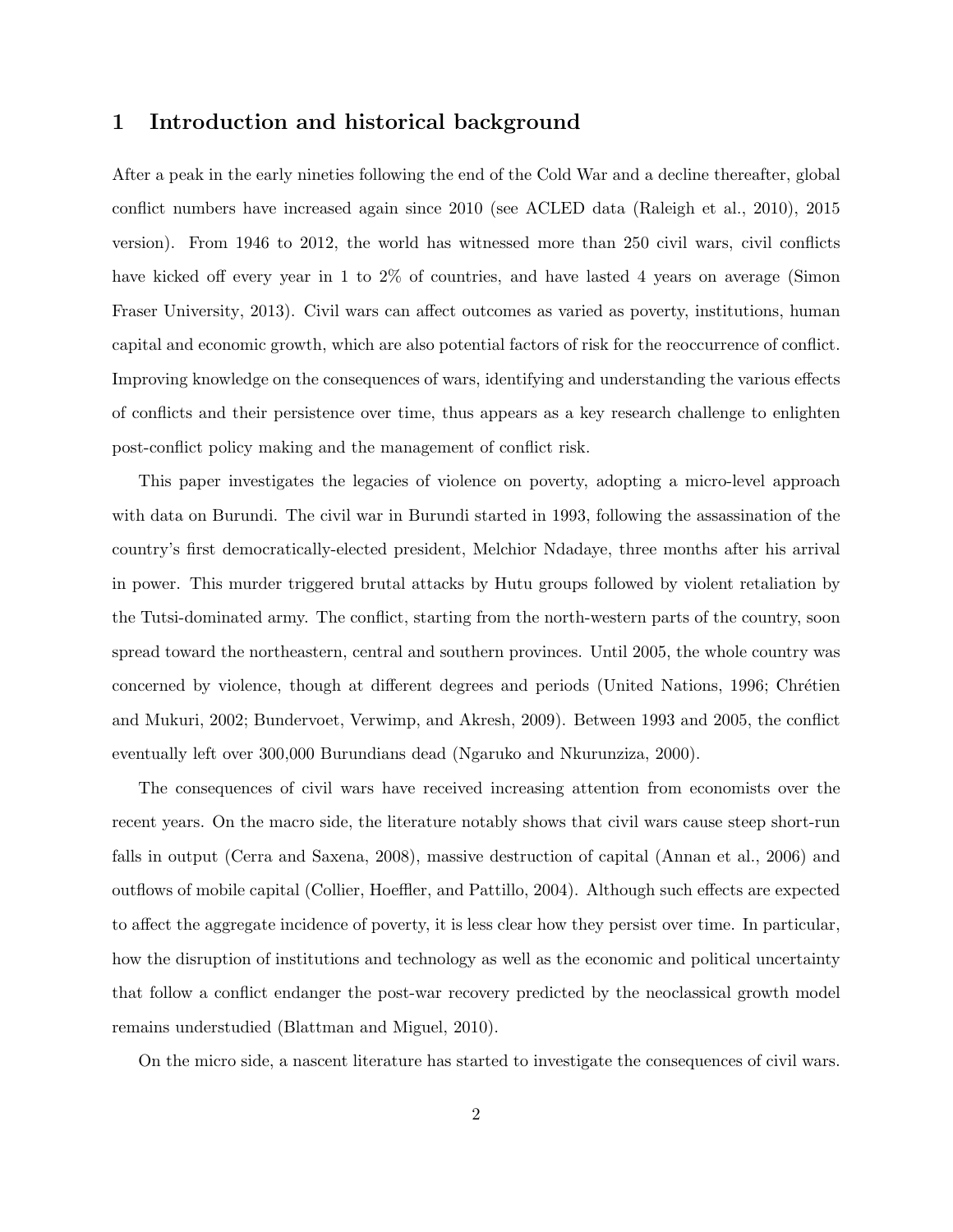# 1 Introduction and historical background

After a peak in the early nineties following the end of the Cold War and a decline thereafter, global conflict numbers have increased again since 2010 (see ACLED data (Raleigh et al., 2010), 2015 version). From 1946 to 2012, the world has witnessed more than 250 civil wars, civil conflicts have kicked off every year in 1 to 2% of countries, and have lasted 4 years on average (Simon Fraser University, 2013). Civil wars can affect outcomes as varied as poverty, institutions, human capital and economic growth, which are also potential factors of risk for the reoccurrence of conflict. Improving knowledge on the consequences of wars, identifying and understanding the various effects of conflicts and their persistence over time, thus appears as a key research challenge to enlighten post-conflict policy making and the management of conflict risk.

This paper investigates the legacies of violence on poverty, adopting a micro-level approach with data on Burundi. The civil war in Burundi started in 1993, following the assassination of the country's first democratically-elected president, Melchior Ndadaye, three months after his arrival in power. This murder triggered brutal attacks by Hutu groups followed by violent retaliation by the Tutsi-dominated army. The conflict, starting from the north-western parts of the country, soon spread toward the northeastern, central and southern provinces. Until 2005, the whole country was concerned by violence, though at different degrees and periods (United Nations, 1996; Chrétien and Mukuri, 2002; Bundervoet, Verwimp, and Akresh, 2009). Between 1993 and 2005, the conflict eventually left over 300,000 Burundians dead (Ngaruko and Nkurunziza, 2000).

The consequences of civil wars have received increasing attention from economists over the recent years. On the macro side, the literature notably shows that civil wars cause steep short-run falls in output (Cerra and Saxena, 2008), massive destruction of capital (Annan et al., 2006) and outflows of mobile capital (Collier, Hoeffler, and Pattillo, 2004). Although such effects are expected to affect the aggregate incidence of poverty, it is less clear how they persist over time. In particular, how the disruption of institutions and technology as well as the economic and political uncertainty that follow a conflict endanger the post-war recovery predicted by the neoclassical growth model remains understudied (Blattman and Miguel, 2010).

On the micro side, a nascent literature has started to investigate the consequences of civil wars.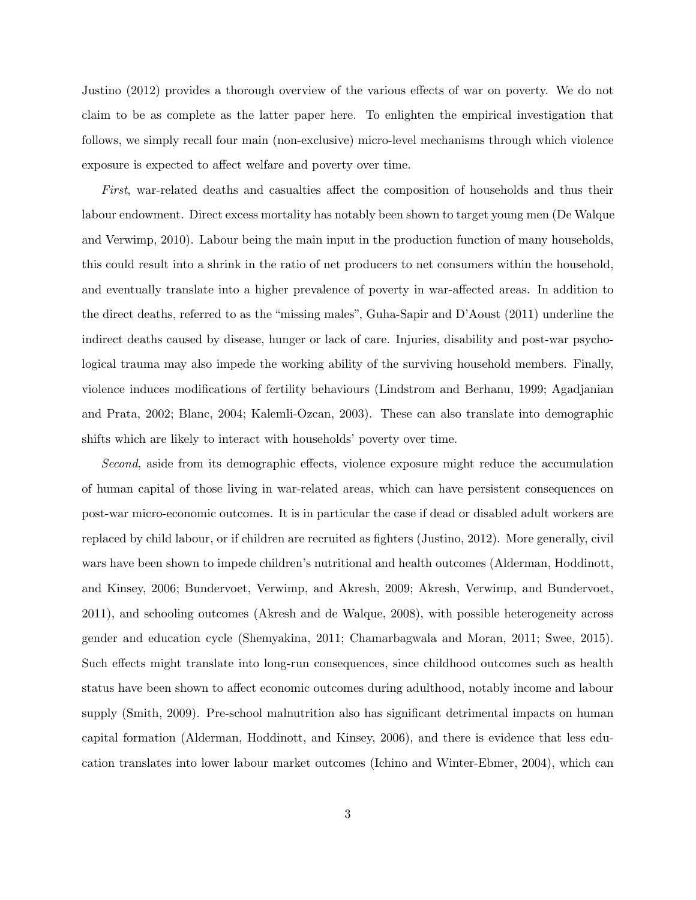Justino (2012) provides a thorough overview of the various effects of war on poverty. We do not claim to be as complete as the latter paper here. To enlighten the empirical investigation that follows, we simply recall four main (non-exclusive) micro-level mechanisms through which violence exposure is expected to affect welfare and poverty over time.

*First*, war-related deaths and casualties affect the composition of households and thus their labour endowment. Direct excess mortality has notably been shown to target young men (De Walque and Verwimp, 2010). Labour being the main input in the production function of many households, this could result into a shrink in the ratio of net producers to net consumers within the household, and eventually translate into a higher prevalence of poverty in war-affected areas. In addition to the direct deaths, referred to as the "missing males", Guha-Sapir and D'Aoust (2011) underline the indirect deaths caused by disease, hunger or lack of care. Injuries, disability and post-war psychological trauma may also impede the working ability of the surviving household members. Finally, violence induces modifications of fertility behaviours (Lindstrom and Berhanu, 1999; Agadjanian and Prata, 2002; Blanc, 2004; Kalemli-Ozcan, 2003). These can also translate into demographic shifts which are likely to interact with households' poverty over time.

*Second*, aside from its demographic effects, violence exposure might reduce the accumulation of human capital of those living in war-related areas, which can have persistent consequences on post-war micro-economic outcomes. It is in particular the case if dead or disabled adult workers are replaced by child labour, or if children are recruited as fighters (Justino, 2012). More generally, civil wars have been shown to impede children's nutritional and health outcomes (Alderman, Hoddinott, and Kinsey, 2006; Bundervoet, Verwimp, and Akresh, 2009; Akresh, Verwimp, and Bundervoet, 2011), and schooling outcomes (Akresh and de Walque, 2008), with possible heterogeneity across gender and education cycle (Shemyakina, 2011; Chamarbagwala and Moran, 2011; Swee, 2015). Such effects might translate into long-run consequences, since childhood outcomes such as health status have been shown to affect economic outcomes during adulthood, notably income and labour supply (Smith, 2009). Pre-school malnutrition also has significant detrimental impacts on human capital formation (Alderman, Hoddinott, and Kinsey, 2006), and there is evidence that less education translates into lower labour market outcomes (Ichino and Winter-Ebmer, 2004), which can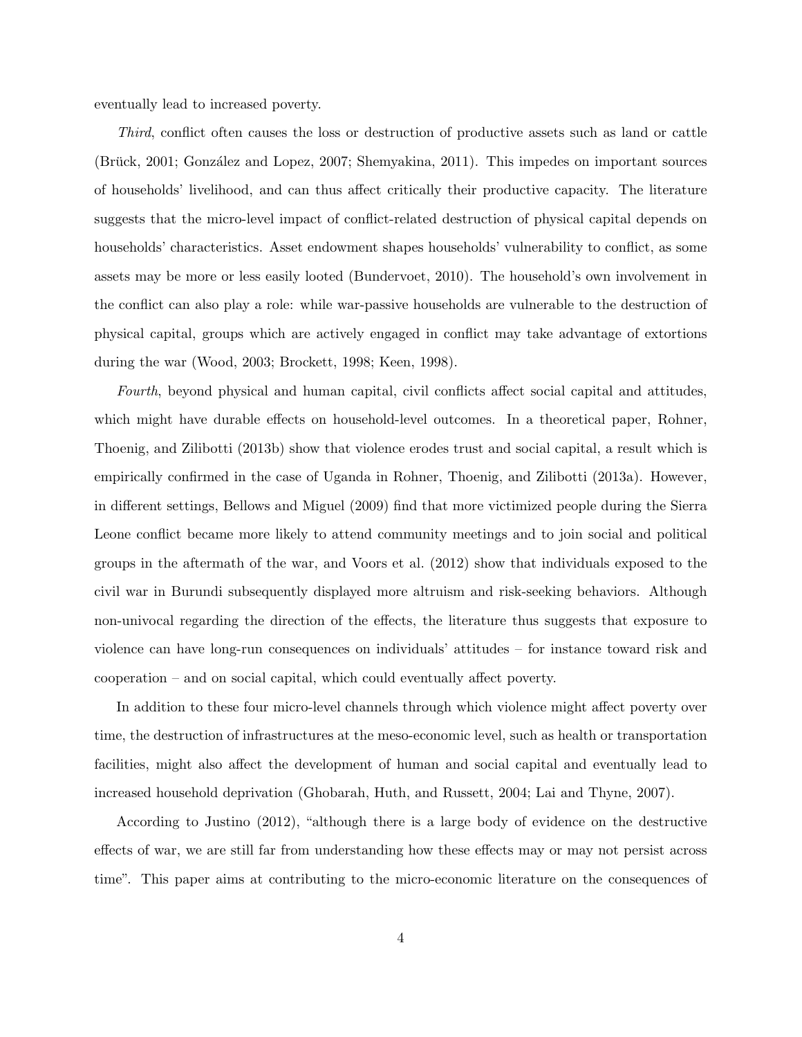eventually lead to increased poverty.

*Third*, conflict often causes the loss or destruction of productive assets such as land or cattle (Brück, 2001; González and Lopez, 2007; Shemyakina, 2011). This impedes on important sources of households' livelihood, and can thus affect critically their productive capacity. The literature suggests that the micro-level impact of conflict-related destruction of physical capital depends on households' characteristics. Asset endowment shapes households' vulnerability to conflict, as some assets may be more or less easily looted (Bundervoet, 2010). The household's own involvement in the conflict can also play a role: while war-passive households are vulnerable to the destruction of physical capital, groups which are actively engaged in conflict may take advantage of extortions during the war (Wood, 2003; Brockett, 1998; Keen, 1998).

*Fourth*, beyond physical and human capital, civil conflicts affect social capital and attitudes, which might have durable effects on household-level outcomes. In a theoretical paper, Rohner, Thoenig, and Zilibotti (2013b) show that violence erodes trust and social capital, a result which is empirically confirmed in the case of Uganda in Rohner, Thoenig, and Zilibotti (2013a). However, in different settings, Bellows and Miguel (2009) find that more victimized people during the Sierra Leone conflict became more likely to attend community meetings and to join social and political groups in the aftermath of the war, and Voors et al. (2012) show that individuals exposed to the civil war in Burundi subsequently displayed more altruism and risk-seeking behaviors. Although non-univocal regarding the direction of the effects, the literature thus suggests that exposure to violence can have long-run consequences on individuals' attitudes – for instance toward risk and cooperation – and on social capital, which could eventually affect poverty.

In addition to these four micro-level channels through which violence might affect poverty over time, the destruction of infrastructures at the meso-economic level, such as health or transportation facilities, might also affect the development of human and social capital and eventually lead to increased household deprivation (Ghobarah, Huth, and Russett, 2004; Lai and Thyne, 2007).

According to Justino (2012), "although there is a large body of evidence on the destructive effects of war, we are still far from understanding how these effects may or may not persist across time". This paper aims at contributing to the micro-economic literature on the consequences of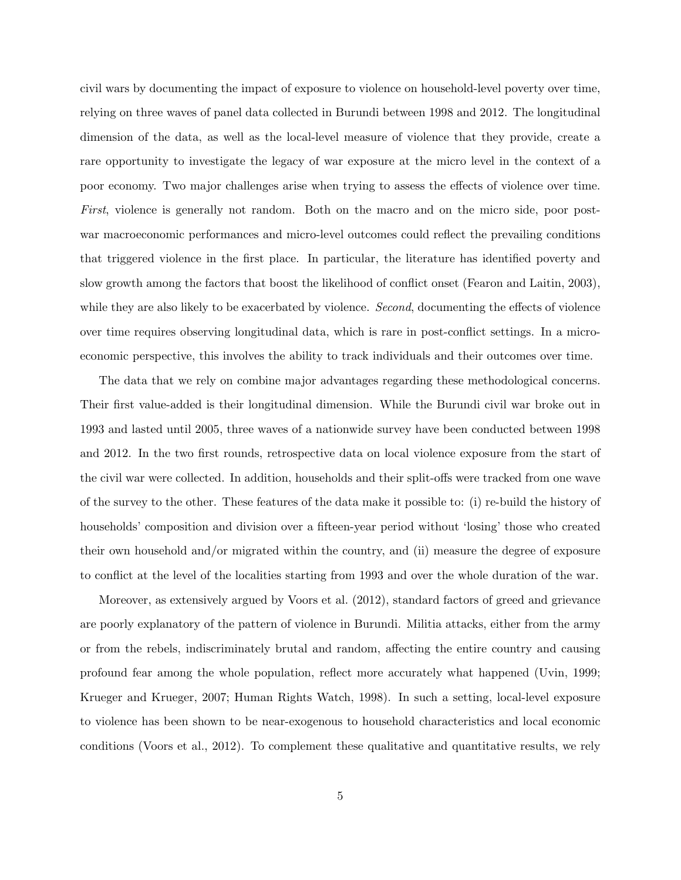civil wars by documenting the impact of exposure to violence on household-level poverty over time, relying on three waves of panel data collected in Burundi between 1998 and 2012. The longitudinal dimension of the data, as well as the local-level measure of violence that they provide, create a rare opportunity to investigate the legacy of war exposure at the micro level in the context of a poor economy. Two major challenges arise when trying to assess the effects of violence over time. *First*, violence is generally not random. Both on the macro and on the micro side, poor post-war macroeconomic performances and micro-level outcomes could reflect the prevailing conditions that triggered violence in the first place. In particular, the literature has identified poverty and slow growth among the factors that boost the likelihood of conflict onset (Fearon and Laitin, 2003), while they are also likely to be exacerbated by violence. *Second*, documenting the effects of violence over time requires observing longitudinal data, which is rare in post-conflict settings. In a micro-economic perspective, this involves the ability to track individuals and their outcomes over time.

The data that we rely on combine major advantages regarding these methodological concerns. Their first value-added is their longitudinal dimension. While the Burundi civil war broke out in 1993 and lasted until 2005, three waves of a nationwide survey have been conducted between 1998 and 2012. In the two first rounds, retrospective data on local violence exposure from the start of the civil war were collected. In addition, households and their split-offs were tracked from one wave of the survey to the other. These features of the data make it possible to: (i) re-build the history of households' composition and division over a fifteen-year period without 'losing' those who created their own household and/or migrated within the country, and (ii) measure the degree of exposure to conflict at the level of the localities starting from 1993 and over the whole duration of the war.

Moreover, as extensively argued by Voors et al. (2012), standard factors of greed and grievance are poorly explanatory of the pattern of violence in Burundi. Militia attacks, either from the army or from the rebels, indiscriminately brutal and random, affecting the entire country and causing profound fear among the whole population, reflect more accurately what happened (Uvin, 1999; Krueger and Krueger, 2007; Human Rights Watch, 1998). In such a setting, local-level exposure to violence has been shown to be near-exogenous to household characteristics and local economic conditions (Voors et al., 2012). To complement these qualitative and quantitative results, we rely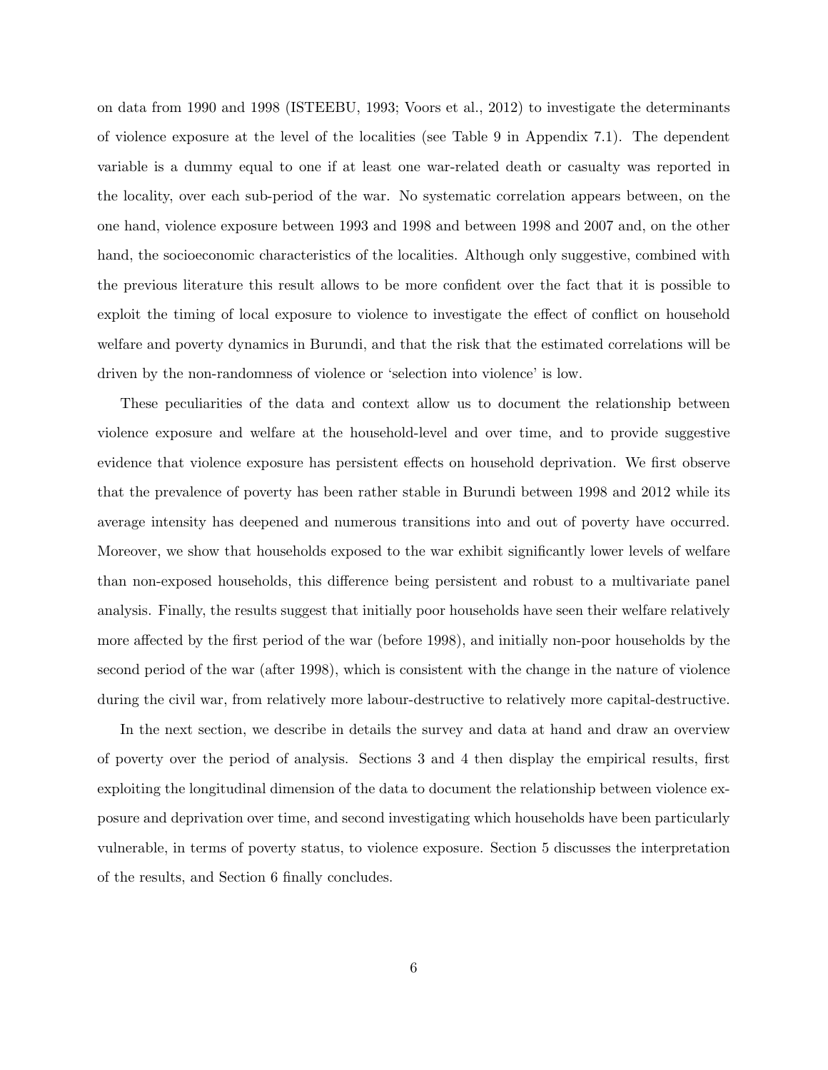on data from 1990 and 1998 (ISTEEBU, 1993; Voors et al., 2012) to investigate the determinants of violence exposure at the level of the localities (see Table 9 in Appendix 7.1). The dependent variable is a dummy equal to one if at least one war-related death or casualty was reported in the locality, over each sub-period of the war. No systematic correlation appears between, on the one hand, violence exposure between 1993 and 1998 and between 1998 and 2007 and, on the other hand, the socioeconomic characteristics of the localities. Although only suggestive, combined with the previous literature this result allows to be more confident over the fact that it is possible to exploit the timing of local exposure to violence to investigate the effect of conflict on household welfare and poverty dynamics in Burundi, and that the risk that the estimated correlations will be driven by the non-randomness of violence or 'selection into violence' is low.

These peculiarities of the data and context allow us to document the relationship between violence exposure and welfare at the household-level and over time, and to provide suggestive evidence that violence exposure has persistent effects on household deprivation. We first observe that the prevalence of poverty has been rather stable in Burundi between 1998 and 2012 while its average intensity has deepened and numerous transitions into and out of poverty have occurred. Moreover, we show that households exposed to the war exhibit significantly lower levels of welfare than non-exposed households, this difference being persistent and robust to a multivariate panel analysis. Finally, the results suggest that initially poor households have seen their welfare relatively more affected by the first period of the war (before 1998), and initially non-poor households by the second period of the war (after 1998), which is consistent with the change in the nature of violence during the civil war, from relatively more labour-destructive to relatively more capital-destructive.

In the next section, we describe in details the survey and data at hand and draw an overview of poverty over the period of analysis. Sections 3 and 4 then display the empirical results, first exploiting the longitudinal dimension of the data to document the relationship between violence exposure and deprivation over time, and second investigating which households have been particularly vulnerable, in terms of poverty status, to violence exposure. Section 5 discusses the interpretation of the results, and Section 6 finally concludes.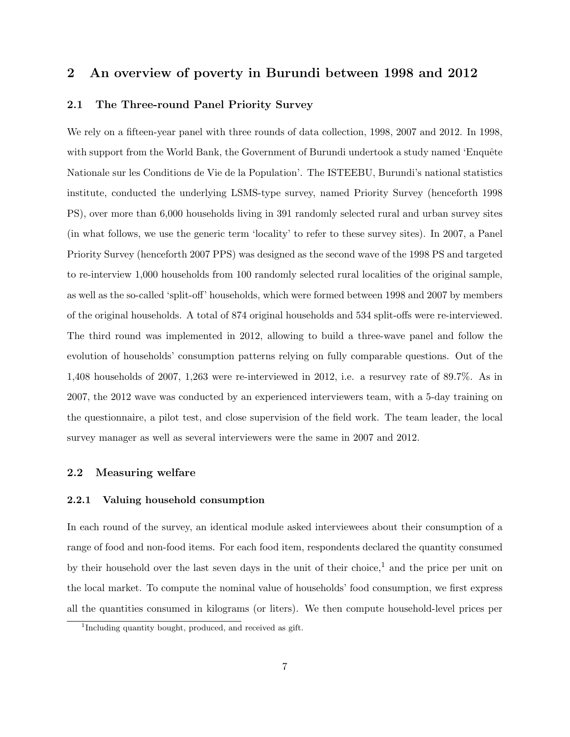## 2 An overview of poverty in Burundi between 1998 and 2012

### 2.1 The Three-round Panel Priority Survey

We rely on a fifteen-year panel with three rounds of data collection, 1998, 2007 and 2012. In 1998, with support from the World Bank, the Government of Burundi undertook a study named 'Enquête Nationale sur les Conditions de Vie de la Population'. The ISTEEBU, Burundi's national statistics institute, conducted the underlying LSMS-type survey, named Priority Survey (henceforth 1998 PS), over more than 6,000 households living in 391 randomly selected rural and urban survey sites (in what follows, we use the generic term 'locality' to refer to these survey sites). In 2007, a Panel Priority Survey (henceforth 2007 PPS) was designed as the second wave of the 1998 PS and targeted to re-interview 1,000 households from 100 randomly selected rural localities of the original sample, as well as the so-called 'split-off' households, which were formed between 1998 and 2007 by members of the original households. A total of 874 original households and 534 split-offs were re-interviewed. The third round was implemented in 2012, allowing to build a three-wave panel and follow the evolution of households' consumption patterns relying on fully comparable questions. Out of the 1,408 households of 2007, 1,263 were re-interviewed in 2012, i.e. a resurvey rate of 89.7%. As in 2007, the 2012 wave was conducted by an experienced interviewers team, with a 5-day training on the questionnaire, a pilot test, and close supervision of the field work. The team leader, the local survey manager as well as several interviewers were the same in 2007 and 2012.

### 2.2 Measuring welfare

#### 2.2.1 Valuing household consumption

In each round of the survey, an identical module asked interviewees about their consumption of a range of food and non-food items. For each food item, respondents declared the quantity consumed by their household over the last seven days in the unit of their choice,[1] and the price per unit on the local market. To compute the nominal value of households' food consumption, we first express all the quantities consumed in kilograms (or liters). We then compute household-level prices per

[1] Including quantity bought, produced, and received as gift.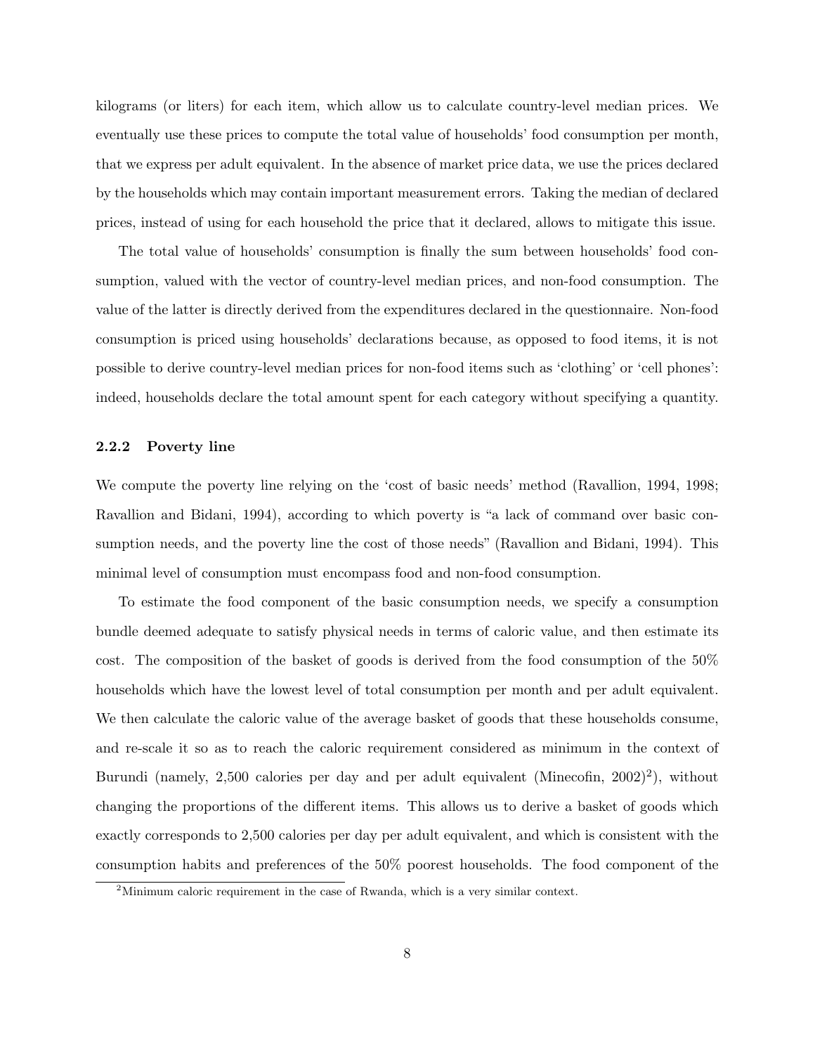kilograms (or liters) for each item, which allow us to calculate country-level median prices. We eventually use these prices to compute the total value of households' food consumption per month, that we express per adult equivalent. In the absence of market price data, we use the prices declared by the households which may contain important measurement errors. Taking the median of declared prices, instead of using for each household the price that it declared, allows to mitigate this issue.

The total value of households' consumption is finally the sum between households' food consumption, valued with the vector of country-level median prices, and non-food consumption. The value of the latter is directly derived from the expenditures declared in the questionnaire. Non-food consumption is priced using households' declarations because, as opposed to food items, it is not possible to derive country-level median prices for non-food items such as 'clothing' or 'cell phones': indeed, households declare the total amount spent for each category without specifying a quantity.

### 2.2.2 Poverty line

We compute the poverty line relying on the 'cost of basic needs' method (Ravallion, 1994, 1998; Ravallion and Bidani, 1994), according to which poverty is "a lack of command over basic consumption needs, and the poverty line the cost of those needs" (Ravallion and Bidani, 1994). This minimal level of consumption must encompass food and non-food consumption.

To estimate the food component of the basic consumption needs, we specify a consumption bundle deemed adequate to satisfy physical needs in terms of caloric value, and then estimate its cost. The composition of the basket of goods is derived from the food consumption of the 50% households which have the lowest level of total consumption per month and per adult equivalent. We then calculate the caloric value of the average basket of goods that these households consume, and re-scale it so as to reach the caloric requirement considered as minimum in the context of Burundi (namely, 2,500 calories per day and per adult equivalent (Minecofin, 2002)[2]), without changing the proportions of the different items. This allows us to derive a basket of goods which exactly corresponds to 2,500 calories per day per adult equivalent, and which is consistent with the consumption habits and preferences of the 50% poorest households. The food component of the

[2] Minimum caloric requirement in the case of Rwanda, which is a very similar context.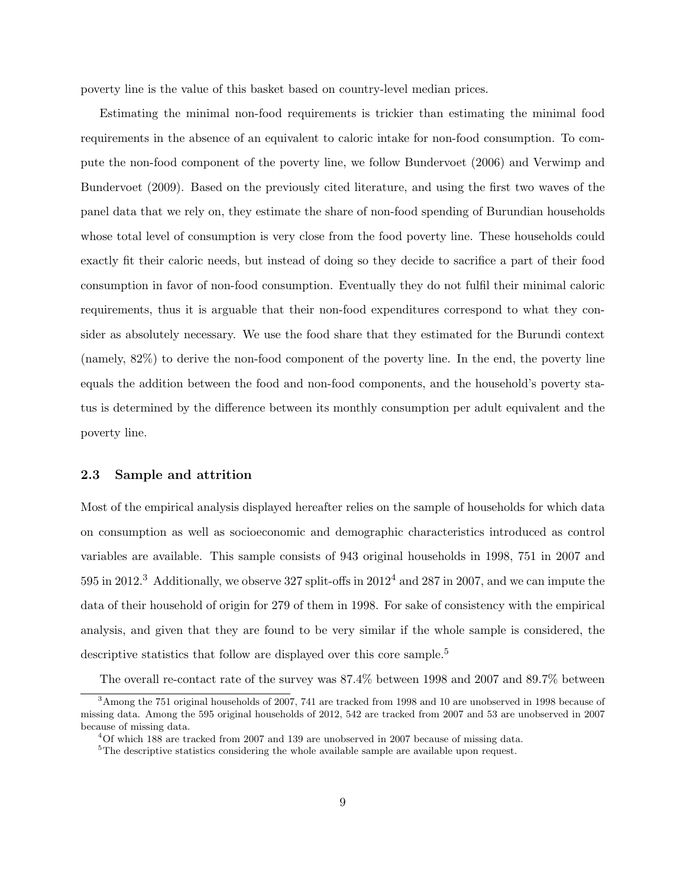poverty line is the value of this basket based on country-level median prices.

Estimating the minimal non-food requirements is trickier than estimating the minimal food requirements in the absence of an equivalent to caloric intake for non-food consumption. To compute the non-food component of the poverty line, we follow Bundervoet (2006) and Verwimp and Bundervoet (2009). Based on the previously cited literature, and using the first two waves of the panel data that we rely on, they estimate the share of non-food spending of Burundian households whose total level of consumption is very close from the food poverty line. These households could exactly fit their caloric needs, but instead of doing so they decide to sacrifice a part of their food consumption in favor of non-food consumption. Eventually they do not fulfil their minimal caloric requirements, thus it is arguable that their non-food expenditures correspond to what they consider as absolutely necessary. We use the food share that they estimated for the Burundi context (namely, 82%) to derive the non-food component of the poverty line. In the end, the poverty line equals the addition between the food and non-food components, and the household's poverty status is determined by the difference between its monthly consumption per adult equivalent and the poverty line.

### 2.3 Sample and attrition

Most of the empirical analysis displayed hereafter relies on the sample of households for which data on consumption as well as socioeconomic and demographic characteristics introduced as control variables are available. This sample consists of 943 original households in 1998, 751 in 2007 and 595 in 2012.[3] Additionally, we observe 327 split-offs in 2012[4] and 287 in 2007, and we can impute the data of their household of origin for 279 of them in 1998. For sake of consistency with the empirical analysis, and given that they are found to be very similar if the whole sample is considered, the descriptive statistics that follow are displayed over this core sample.[5]

The overall re-contact rate of the survey was 87.4% between 1998 and 2007 and 89.7% between

[3] Among the 751 original households of 2007, 741 are tracked from 1998 and 10 are unobserved in 1998 because of missing data. Among the 595 original households of 2012, 542 are tracked from 2007 and 53 are unobserved in 2007 because of missing data.

[4] Of which 188 are tracked from 2007 and 139 are unobserved in 2007 because of missing data.

[5] The descriptive statistics considering the whole available sample are available upon request.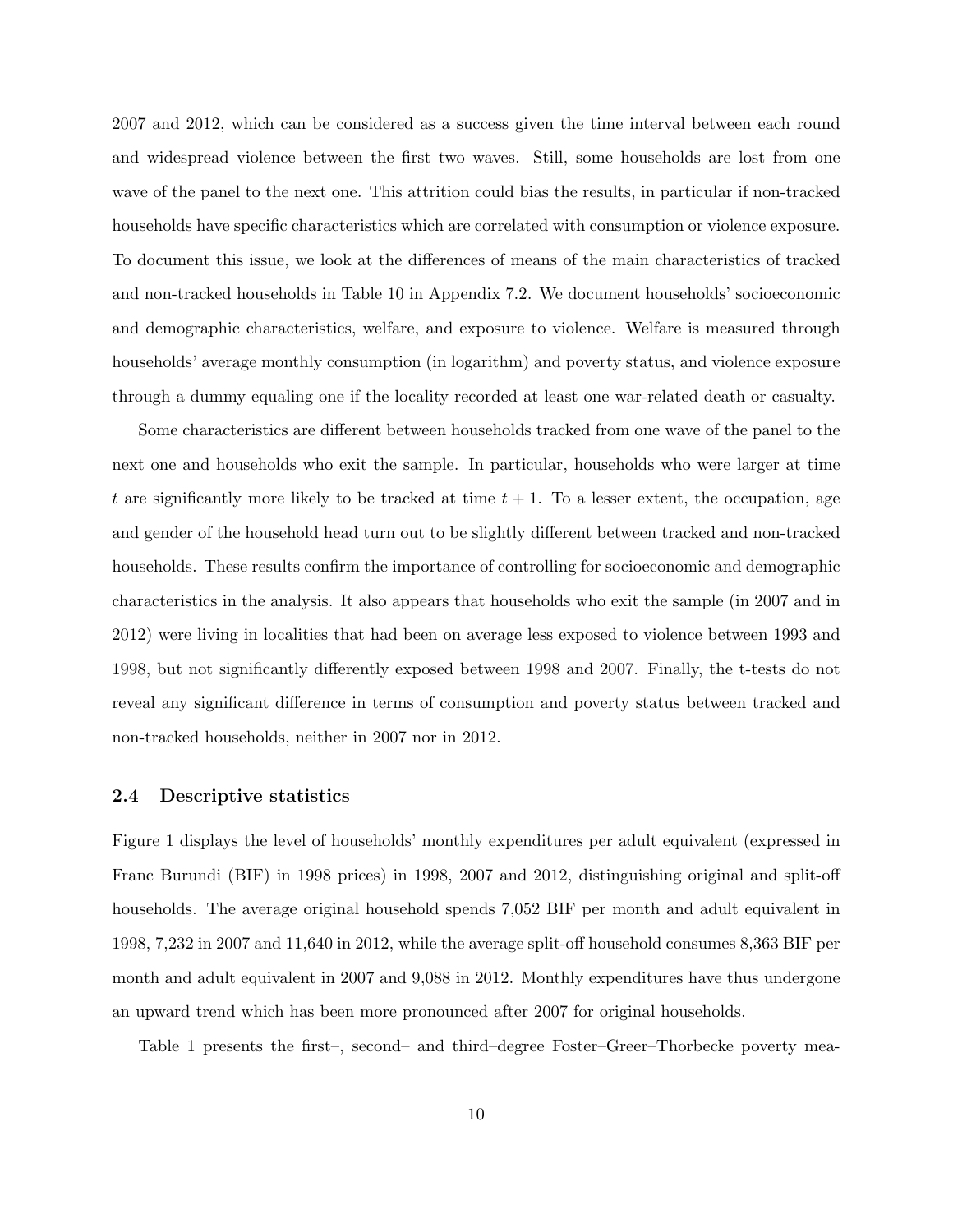2007 and 2012, which can be considered as a success given the time interval between each round and widespread violence between the first two waves. Still, some households are lost from one wave of the panel to the next one. This attrition could bias the results, in particular if non-tracked households have specific characteristics which are correlated with consumption or violence exposure. To document this issue, we look at the differences of means of the main characteristics of tracked and non-tracked households in Table 10 in Appendix 7.2. We document households' socioeconomic and demographic characteristics, welfare, and exposure to violence. Welfare is measured through households' average monthly consumption (in logarithm) and poverty status, and violence exposure through a dummy equaling one if the locality recorded at least one war-related death or casualty.

Some characteristics are different between households tracked from one wave of the panel to the next one and households who exit the sample. In particular, households who were larger at time $t$ are significantly more likely to be tracked at time $t + 1$. To a lesser extent, the occupation, age and gender of the household head turn out to be slightly different between tracked and non-tracked households. These results confirm the importance of controlling for socioeconomic and demographic characteristics in the analysis. It also appears that households who exit the sample (in 2007 and in 2012) were living in localities that had been on average less exposed to violence between 1993 and 1998, but not significantly differently exposed between 1998 and 2007. Finally, the t-tests do not reveal any significant difference in terms of consumption and poverty status between tracked and non-tracked households, neither in 2007 nor in 2012.

### 2.4 Descriptive statistics

Figure 1 displays the level of households' monthly expenditures per adult equivalent (expressed in Franc Burundi (BIF) in 1998 prices) in 1998, 2007 and 2012, distinguishing original and split-off households. The average original household spends 7,052 BIF per month and adult equivalent in 1998, 7,232 in 2007 and 11,640 in 2012, while the average split-off household consumes 8,363 BIF per month and adult equivalent in 2007 and 9,088 in 2012. Monthly expenditures have thus undergone an upward trend which has been more pronounced after 2007 for original households.

Table 1 presents the first–, second– and third–degree Foster–Greer–Thorbecke poverty mea-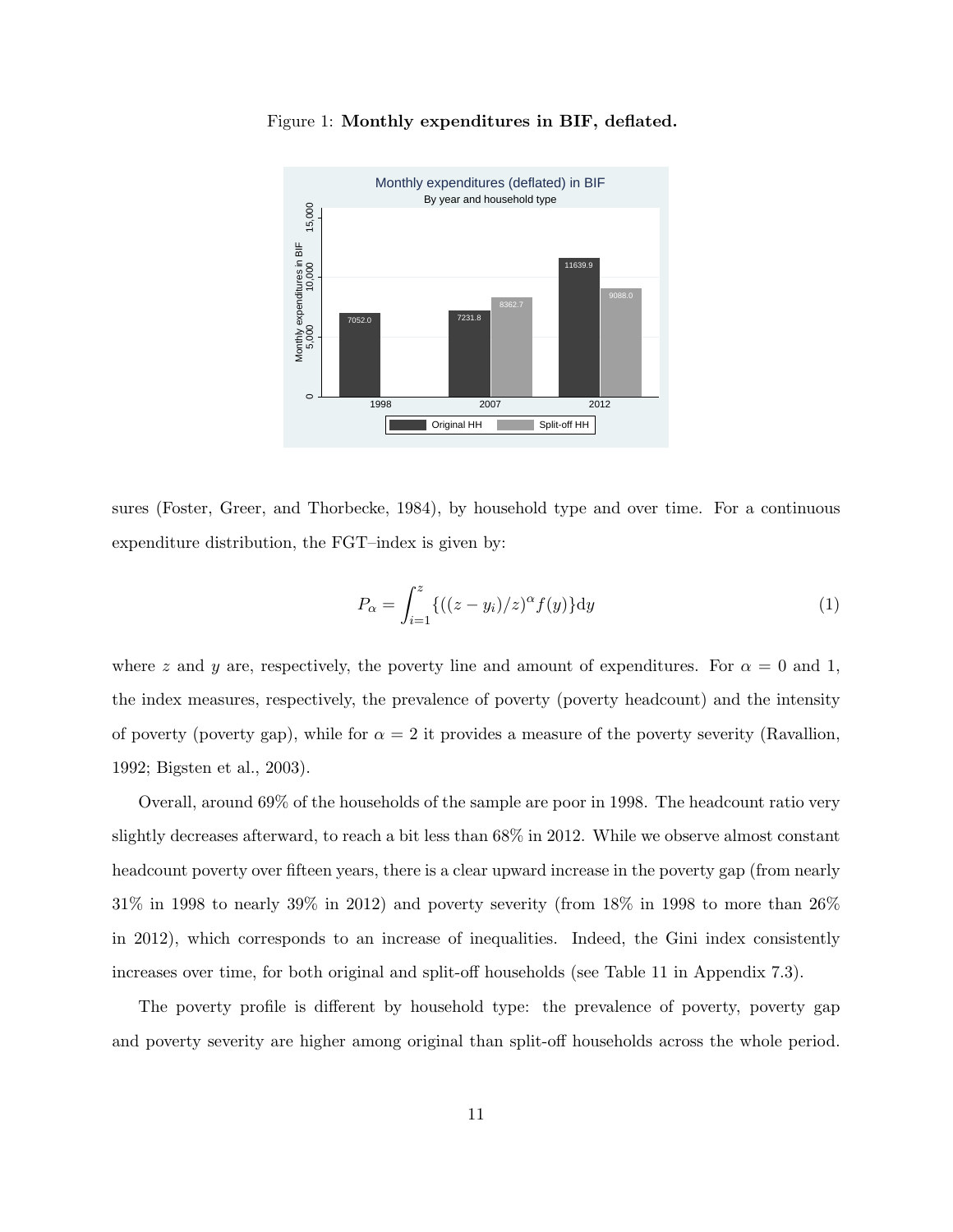Figure 1: **Monthly expenditures in BIF, deflated.**

sures (Foster, Greer, and Thorbecke, 1984), by household type and over time. For a continuous expenditure distribution, the FGT–index is given by:

$$P_\alpha = \int_{i=1}^{z} \{((z - y_i)/z)^\alpha f(y)\} \mathrm{d}y \tag{1}$$

where $z$ and $y$ are, respectively, the poverty line and amount of expenditures. For $\alpha = 0$ and 1, the index measures, respectively, the prevalence of poverty (poverty headcount) and the intensity of poverty (poverty gap), while for $\alpha = 2$ it provides a measure of the poverty severity (Ravallion, 1992; Bigsten et al., 2003).

Overall, around 69% of the households of the sample are poor in 1998. The headcount ratio very slightly decreases afterward, to reach a bit less than 68% in 2012. While we observe almost constant headcount poverty over fifteen years, there is a clear upward increase in the poverty gap (from nearly 31% in 1998 to nearly 39% in 2012) and poverty severity (from 18% in 1998 to more than 26% in 2012), which corresponds to an increase of inequalities. Indeed, the Gini index consistently increases over time, for both original and split-off households (see Table 11 in Appendix 7.3).

The poverty profile is different by household type: the prevalence of poverty, poverty gap and poverty severity are higher among original than split-off households across the whole period.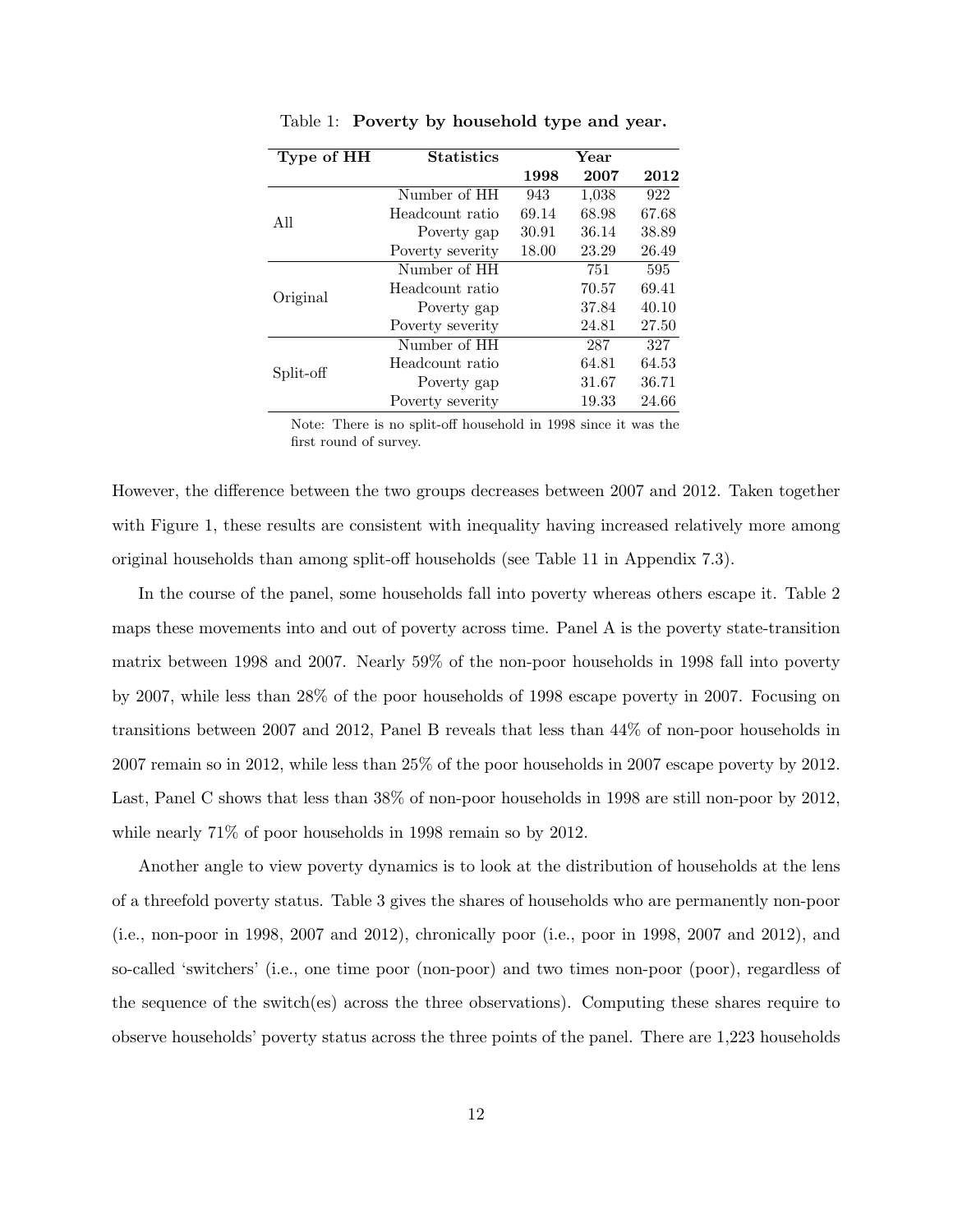Table 1: **Poverty by household type and year.**

| Type of HH | Statistics | Year | | |
|---|---|---|---|---|
| | | 1998 | 2007 | 2012 |
| All | Number of HH | 943 | 1,038 | 922 |
| | Headcount ratio | 69.14 | 68.98 | 67.68 |
| | Poverty gap | 30.91 | 36.14 | 38.89 |
| | Poverty severity | 18.00 | 23.29 | 26.49 |
| Original | Number of HH | | 751 | 595 |
| | Headcount ratio | | 70.57 | 69.41 |
| | Poverty gap | | 37.84 | 40.10 |
| | Poverty severity | | 24.81 | 27.50 |
| Split-off | Number of HH | | 287 | 327 |
| | Headcount ratio | | 64.81 | 64.53 |
| | Poverty gap | | 31.67 | 36.71 |
| | Poverty severity | | 19.33 | 24.66 |

Note: There is no split-off household in 1998 since it was the first round of survey.

However, the difference between the two groups decreases between 2007 and 2012. Taken together with Figure 1, these results are consistent with inequality having increased relatively more among original households than among split-off households (see Table 11 in Appendix 7.3).

In the course of the panel, some households fall into poverty whereas others escape it. Table 2 maps these movements into and out of poverty across time. Panel A is the poverty state-transition matrix between 1998 and 2007. Nearly 59% of the non-poor households in 1998 fall into poverty by 2007, while less than 28% of the poor households of 1998 escape poverty in 2007. Focusing on transitions between 2007 and 2012, Panel B reveals that less than 44% of non-poor households in 2007 remain so in 2012, while less than 25% of the poor households in 2007 escape poverty by 2012. Last, Panel C shows that less than 38% of non-poor households in 1998 are still non-poor by 2012, while nearly 71% of poor households in 1998 remain so by 2012.

Another angle to view poverty dynamics is to look at the distribution of households at the lens of a threefold poverty status. Table 3 gives the shares of households who are permanently non-poor (i.e., non-poor in 1998, 2007 and 2012), chronically poor (i.e., poor in 1998, 2007 and 2012), and so-called 'switchers' (i.e., one time poor (non-poor) and two times non-poor (poor), regardless of the sequence of the switch(es) across the three observations). Computing these shares require to observe households' poverty status across the three points of the panel. There are 1,223 households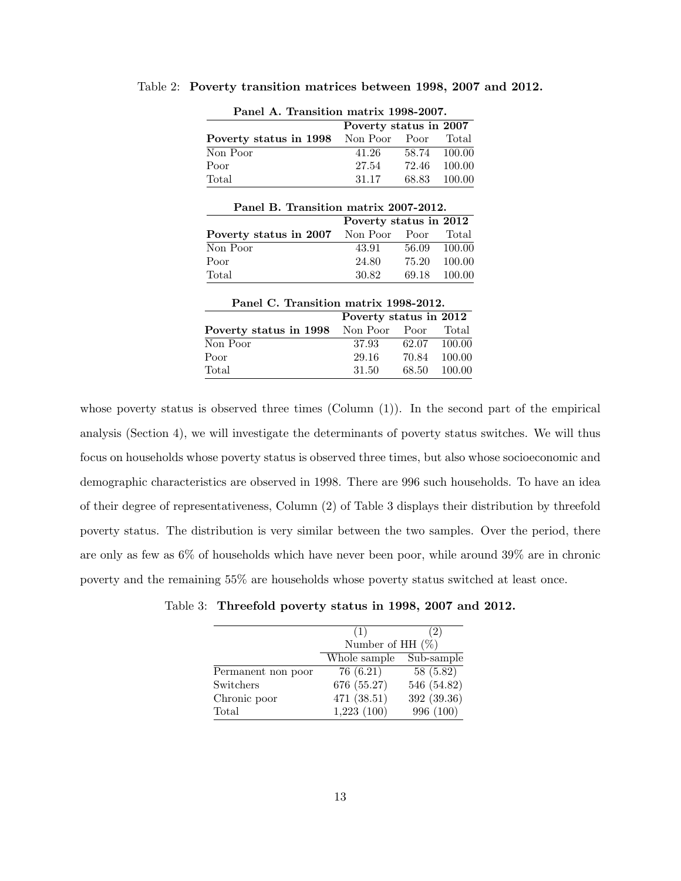Table 2: **Poverty transition matrices between 1998, 2007 and 2012.**

**Panel A. Transition matrix 1998-2007.**

| | Poverty status in 2007 | | |
|---|---|---|---|
| **Poverty status in 1998** | Non Poor | Poor | Total |
| Non Poor | 41.26 | 58.74 | 100.00 |
| Poor | 27.54 | 72.46 | 100.00 |
| Total | 31.17 | 68.83 | 100.00 |

**Panel B. Transition matrix 2007-2012.**

| | Poverty status in 2012 | | |
|---|---|---|---|
| **Poverty status in 2007** | Non Poor | Poor | Total |
| Non Poor | 43.91 | 56.09 | 100.00 |
| Poor | 24.80 | 75.20 | 100.00 |
| Total | 30.82 | 69.18 | 100.00 |

**Panel C. Transition matrix 1998-2012.**

| | Poverty status in 2012 | | |
|---|---|---|---|
| **Poverty status in 1998** | Non Poor | Poor | Total |
| Non Poor | 37.93 | 62.07 | 100.00 |
| Poor | 29.16 | 70.84 | 100.00 |
| Total | 31.50 | 68.50 | 100.00 |

whose poverty status is observed three times (Column (1)). In the second part of the empirical analysis (Section 4), we will investigate the determinants of poverty status switches. We will thus focus on households whose poverty status is observed three times, but also whose socioeconomic and demographic characteristics are observed in 1998. There are 996 such households. To have an idea of their degree of representativeness, Column (2) of Table 3 displays their distribution by threefold poverty status. The distribution is very similar between the two samples. Over the period, there are only as few as 6% of households which have never been poor, while around 39% are in chronic poverty and the remaining 55% are households whose poverty status switched at least once.

Table 3: **Threefold poverty status in 1998, 2007 and 2012.**

| | (1) | (2) |
|---|---|---|
| | Number of HH (%) | |
| | Whole sample | Sub-sample |
| Permanent non poor | 76 (6.21) | 58 (5.82) |
| Switchers | 676 (55.27) | 546 (54.82) |
| Chronic poor | 471 (38.51) | 392 (39.36) |
| Total | 1,223 (100) | 996 (100) |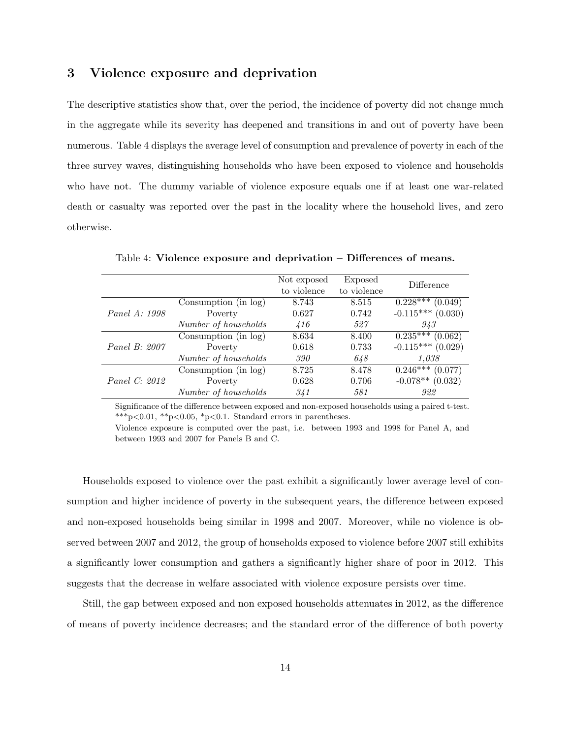## 3 Violence exposure and deprivation

The descriptive statistics show that, over the period, the incidence of poverty did not change much in the aggregate while its severity has deepened and transitions in and out of poverty have been numerous. Table 4 displays the average level of consumption and prevalence of poverty in each of the three survey waves, distinguishing households who have been exposed to violence and households who have not. The dummy variable of violence exposure equals one if at least one war-related death or casualty was reported over the past in the locality where the household lives, and zero otherwise.

Table 4: **Violence exposure and deprivation – Differences of means.**

| | | Not exposed to violence | Exposed to violence | Difference |
|---|---|---|---|---|
| *Panel A: 1998* | Consumption (in log) | 8.743 | 8.515 | 0.228*** (0.049) |
| | Poverty | 0.627 | 0.742 | -0.115*** (0.030) |
| | *Number of households* | *416* | *527* | *943* |
| *Panel B: 2007* | Consumption (in log) | 8.634 | 8.400 | 0.235*** (0.062) |
| | Poverty | 0.618 | 0.733 | -0.115*** (0.029) |
| | *Number of households* | *390* | *648* | *1,038* |
| *Panel C: 2012* | Consumption (in log) | 8.725 | 8.478 | 0.246*** (0.077) |
| | Poverty | 0.628 | 0.706 | -0.078** (0.032) |
| | *Number of households* | *341* | *581* | *922* |

Significance of the difference between exposed and non-exposed households using a paired t-test. ***p<0.01, **p<0.05, *p<0.1. Standard errors in parentheses.

Violence exposure is computed over the past, i.e. between 1993 and 1998 for Panel A, and between 1993 and 2007 for Panels B and C.

Households exposed to violence over the past exhibit a significantly lower average level of consumption and higher incidence of poverty in the subsequent years, the difference between exposed and non-exposed households being similar in 1998 and 2007. Moreover, while no violence is observed between 2007 and 2012, the group of households exposed to violence before 2007 still exhibits a significantly lower consumption and gathers a significantly higher share of poor in 2012. This suggests that the decrease in welfare associated with violence exposure persists over time.

Still, the gap between exposed and non exposed households attenuates in 2012, as the difference of means of poverty incidence decreases; and the standard error of the difference of both poverty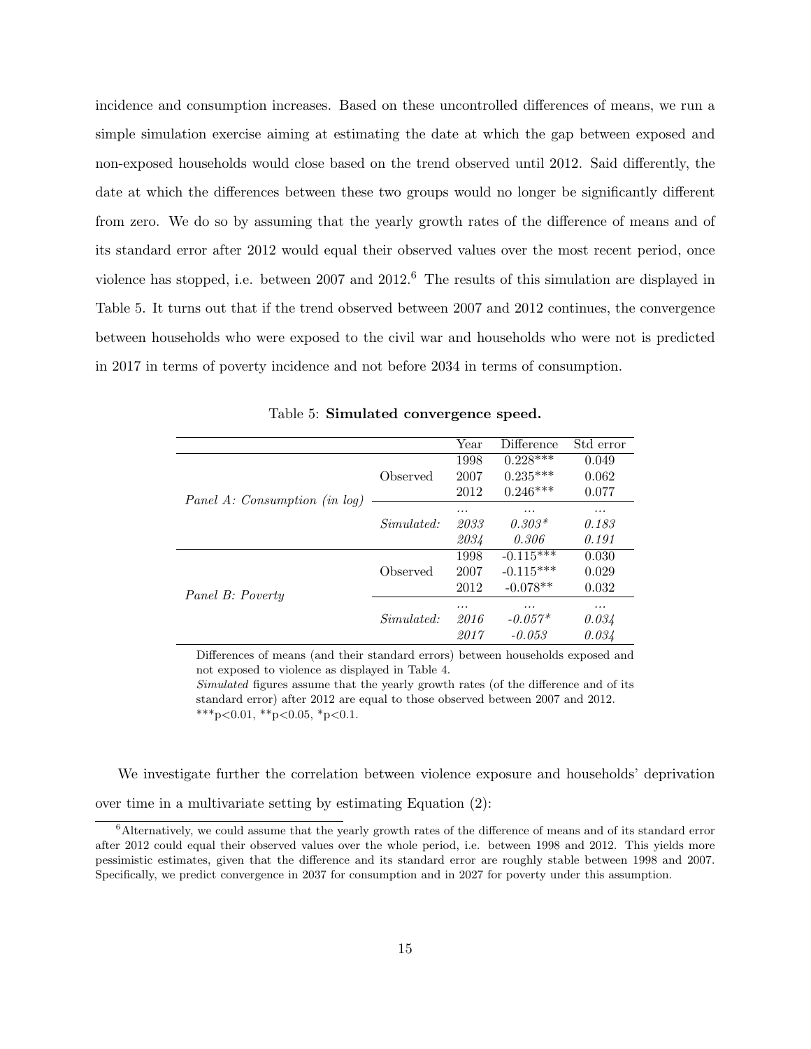incidence and consumption increases. Based on these uncontrolled differences of means, we run a simple simulation exercise aiming at estimating the date at which the gap between exposed and non-exposed households would close based on the trend observed until 2012. Said differently, the date at which the differences between these two groups would no longer be significantly different from zero. We do so by assuming that the yearly growth rates of the difference of means and of its standard error after 2012 would equal their observed values over the most recent period, once violence has stopped, i.e. between 2007 and 2012.[6] The results of this simulation are displayed in Table 5. It turns out that if the trend observed between 2007 and 2012 continues, the convergence between households who were exposed to the civil war and households who were not is predicted in 2017 in terms of poverty incidence and not before 2034 in terms of consumption.

Table 5: **Simulated convergence speed.**

| | | Year | Difference | Std error |
|---|---|---|---|---|
| *Panel A: Consumption (in log)* | Observed | 1998 | 0.228*** | 0.049 |
| | | 2007 | 0.235*** | 0.062 |
| | | 2012 | 0.246*** | 0.077 |
| | *Simulated:* | ... | ... | ... |
| | | *2033* | *0.303** | *0.183* |
| | | *2034* | *0.306* | *0.191* |
| *Panel B: Poverty* | Observed | 1998 | -0.115*** | 0.030 |
| | | 2007 | -0.115*** | 0.029 |
| | | 2012 | -0.078** | 0.032 |
| | *Simulated:* | ... | ... | ... |
| | | *2016* | *-0.057** | *0.034* |
| | | *2017* | *-0.053* | *0.034* |

Differences of means (and their standard errors) between households exposed and not exposed to violence as displayed in Table 4.
*Simulated* figures assume that the yearly growth rates (of the difference and of its standard error) after 2012 are equal to those observed between 2007 and 2012.
***p<0.01, **p<0.05, *p<0.1.

We investigate further the correlation between violence exposure and households' deprivation over time in a multivariate setting by estimating Equation (2):

[6] Alternatively, we could assume that the yearly growth rates of the difference of means and of its standard error after 2012 could equal their observed values over the whole period, i.e. between 1998 and 2012. This yields more pessimistic estimates, given that the difference and its standard error are roughly stable between 1998 and 2007. Specifically, we predict convergence in 2037 for consumption and in 2027 for poverty under this assumption.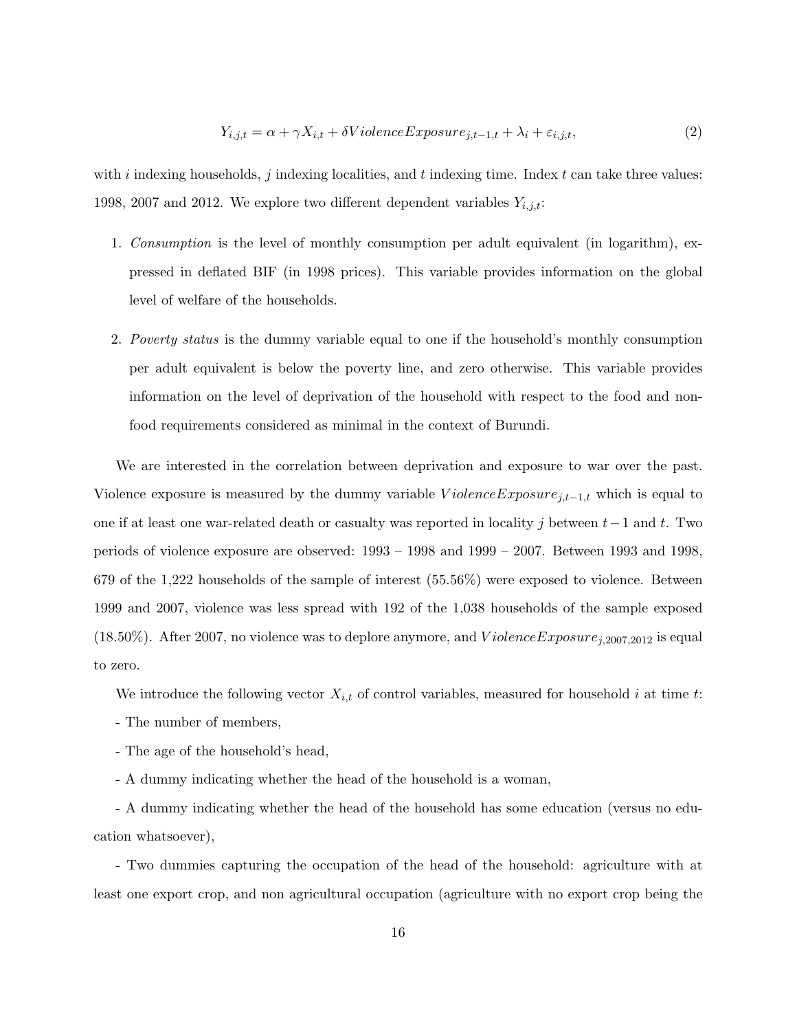$$Y_{i,j,t} = \alpha + \gamma X_{i,t} + \delta ViolenceExposure_{j,t-1,t} + \lambda_i + \varepsilon_{i,j,t}, \tag{2}$$

with $i$ indexing households, $j$ indexing localities, and $t$ indexing time. Index $t$ can take three values: 1998, 2007 and 2012. We explore two different dependent variables $Y_{i,j,t}$:

1. *Consumption* is the level of monthly consumption per adult equivalent (in logarithm), expressed in deflated BIF (in 1998 prices). This variable provides information on the global level of welfare of the households.

2. *Poverty status* is the dummy variable equal to one if the household's monthly consumption per adult equivalent is below the poverty line, and zero otherwise. This variable provides information on the level of deprivation of the household with respect to the food and non-food requirements considered as minimal in the context of Burundi.

We are interested in the correlation between deprivation and exposure to war over the past. Violence exposure is measured by the dummy variable $ViolenceExposure_{j,t-1,t}$ which is equal to one if at least one war-related death or casualty was reported in locality $j$ between $t-1$ and $t$. Two periods of violence exposure are observed: 1993 – 1998 and 1999 – 2007. Between 1993 and 1998, 679 of the 1,222 households of the sample of interest (55.56%) were exposed to violence. Between 1999 and 2007, violence was less spread with 192 of the 1,038 households of the sample exposed (18.50%). After 2007, no violence was to deplore anymore, and $ViolenceExposure_{j,2007,2012}$ is equal to zero.

We introduce the following vector $X_{i,t}$ of control variables, measured for household $i$ at time $t$:

- The number of members,

- The age of the household's head,

- A dummy indicating whether the head of the household is a woman,

- A dummy indicating whether the head of the household has some education (versus no education whatsoever),

- Two dummies capturing the occupation of the head of the household: agriculture with at least one export crop, and non agricultural occupation (agriculture with no export crop being the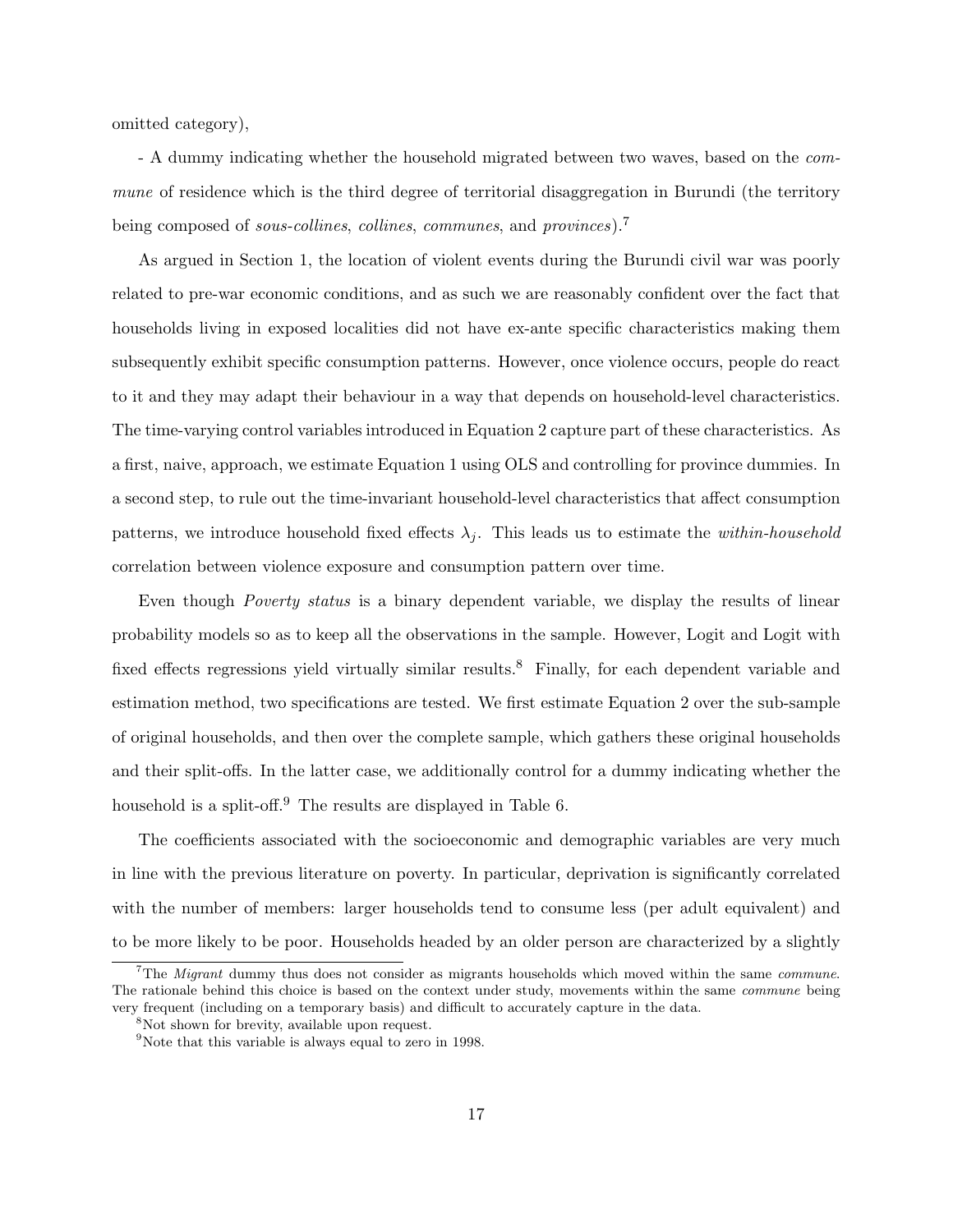omitted category),

- A dummy indicating whether the household migrated between two waves, based on the *commune* of residence which is the third degree of territorial disaggregation in Burundi (the territory being composed of *sous-collines*, *collines*, *communes*, and *provinces*).[7]

As argued in Section 1, the location of violent events during the Burundi civil war was poorly related to pre-war economic conditions, and as such we are reasonably confident over the fact that households living in exposed localities did not have ex-ante specific characteristics making them subsequently exhibit specific consumption patterns. However, once violence occurs, people do react to it and they may adapt their behaviour in a way that depends on household-level characteristics. The time-varying control variables introduced in Equation 2 capture part of these characteristics. As a first, naive, approach, we estimate Equation 1 using OLS and controlling for province dummies. In a second step, to rule out the time-invariant household-level characteristics that affect consumption patterns, we introduce household fixed effects $\lambda_j$. This leads us to estimate the *within-household* correlation between violence exposure and consumption pattern over time.

Even though *Poverty status* is a binary dependent variable, we display the results of linear probability models so as to keep all the observations in the sample. However, Logit and Logit with fixed effects regressions yield virtually similar results.[8] Finally, for each dependent variable and estimation method, two specifications are tested. We first estimate Equation 2 over the sub-sample of original households, and then over the complete sample, which gathers these original households and their split-offs. In the latter case, we additionally control for a dummy indicating whether the household is a split-off.[9] The results are displayed in Table 6.

The coefficients associated with the socioeconomic and demographic variables are very much in line with the previous literature on poverty. In particular, deprivation is significantly correlated with the number of members: larger households tend to consume less (per adult equivalent) and to be more likely to be poor. Households headed by an older person are characterized by a slightly

[7] The *Migrant* dummy thus does not consider as migrants households which moved within the same *commune*. The rationale behind this choice is based on the context under study, movements within the same *commune* being very frequent (including on a temporary basis) and difficult to accurately capture in the data.

[8] Not shown for brevity, available upon request.

[9] Note that this variable is always equal to zero in 1998.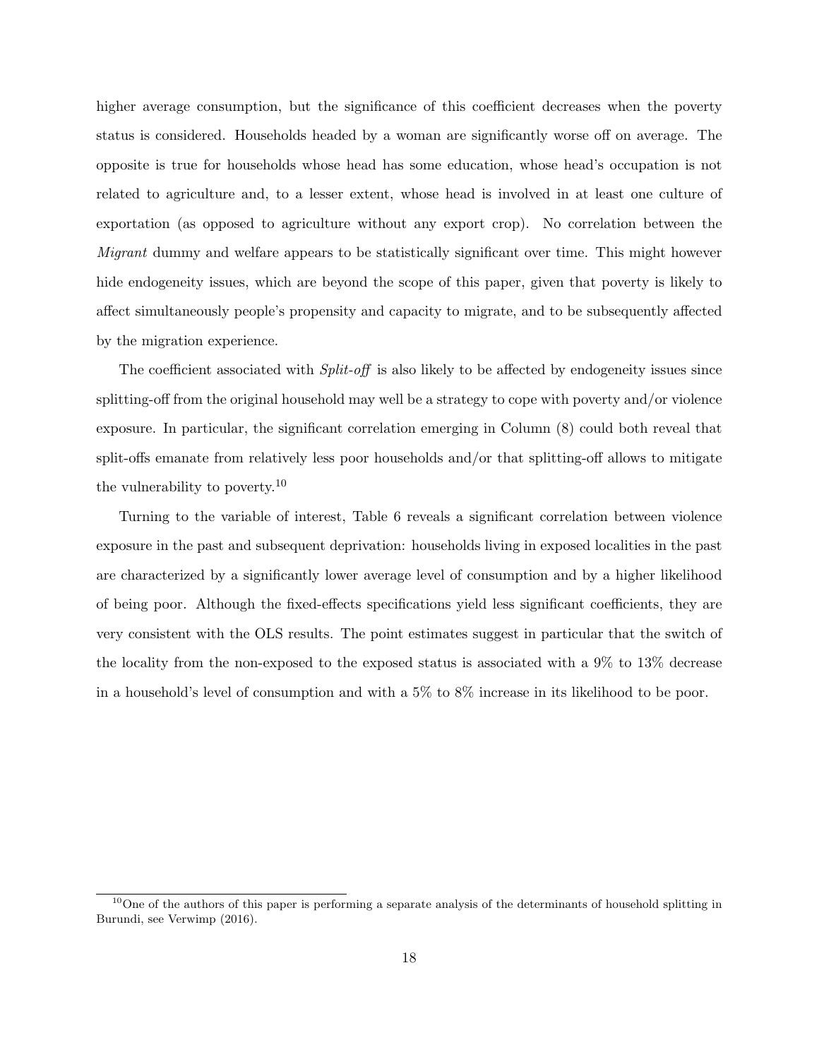higher average consumption, but the significance of this coefficient decreases when the poverty status is considered. Households headed by a woman are significantly worse off on average. The opposite is true for households whose head has some education, whose head's occupation is not related to agriculture and, to a lesser extent, whose head is involved in at least one culture of exportation (as opposed to agriculture without any export crop). No correlation between the *Migrant* dummy and welfare appears to be statistically significant over time. This might however hide endogeneity issues, which are beyond the scope of this paper, given that poverty is likely to affect simultaneously people's propensity and capacity to migrate, and to be subsequently affected by the migration experience.

The coefficient associated with *Split-off* is also likely to be affected by endogeneity issues since splitting-off from the original household may well be a strategy to cope with poverty and/or violence exposure. In particular, the significant correlation emerging in Column (8) could both reveal that split-offs emanate from relatively less poor households and/or that splitting-off allows to mitigate the vulnerability to poverty.[10]

Turning to the variable of interest, Table 6 reveals a significant correlation between violence exposure in the past and subsequent deprivation: households living in exposed localities in the past are characterized by a significantly lower average level of consumption and by a higher likelihood of being poor. Although the fixed-effects specifications yield less significant coefficients, they are very consistent with the OLS results. The point estimates suggest in particular that the switch of the locality from the non-exposed to the exposed status is associated with a 9% to 13% decrease in a household's level of consumption and with a 5% to 8% increase in its likelihood to be poor.

[10] One of the authors of this paper is performing a separate analysis of the determinants of household splitting in Burundi, see Verwimp (2016).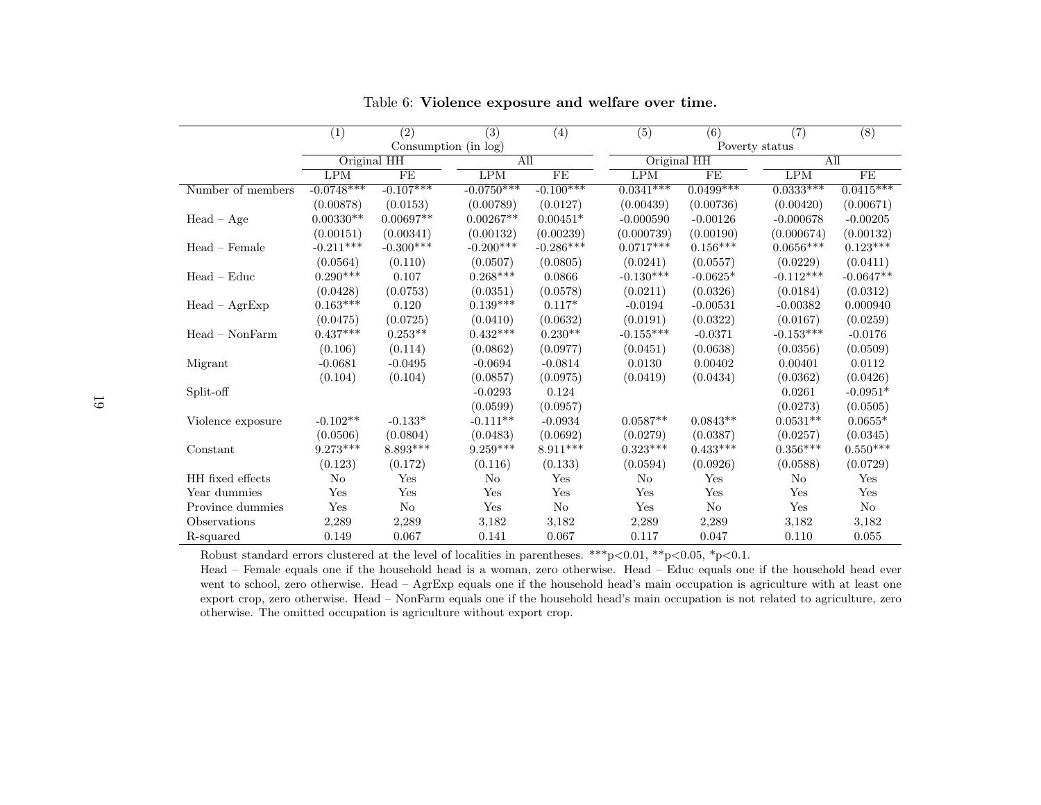Table 6: **Violence exposure and welfare over time.**

| | (1) | (2) | (3) | (4) | (5) | (6) | (7) | (8) |
|---|---|---|---|---|---|---|---|---|
| | Consumption (in log) | | | | Poverty status | | | |
| | Original HH | | All | | Original HH | | All | |
| | LPM | FE | LPM | FE | LPM | FE | LPM | FE |
| Number of members | -0.0748*** | -0.107*** | -0.0750*** | -0.100*** | 0.0341*** | 0.0499*** | 0.0333*** | 0.0415*** |
| | (0.00878) | (0.0153) | (0.00789) | (0.0127) | (0.00439) | (0.00736) | (0.00420) | (0.00671) |
| Head – Age | 0.00330** | 0.00697** | 0.00267** | 0.00451* | -0.000590 | -0.00126 | -0.000678 | -0.00205 |
| | (0.00151) | (0.00341) | (0.00132) | (0.00239) | (0.000739) | (0.00190) | (0.000674) | (0.00132) |
| Head – Female | -0.211*** | -0.300*** | -0.200*** | -0.286*** | 0.0717*** | 0.156*** | 0.0656*** | 0.123*** |
| | (0.0564) | (0.110) | (0.0507) | (0.0805) | (0.0241) | (0.0557) | (0.0229) | (0.0411) |
| Head – Educ | 0.290*** | 0.107 | 0.268*** | 0.0866 | -0.130*** | -0.0625* | -0.112*** | -0.0647** |
| | (0.0428) | (0.0753) | (0.0351) | (0.0578) | (0.0211) | (0.0326) | (0.0184) | (0.0312) |
| Head – AgrExp | 0.163*** | 0.120 | 0.139*** | 0.117* | -0.0194 | -0.00531 | -0.00382 | 0.000940 |
| | (0.0475) | (0.0725) | (0.0410) | (0.0632) | (0.0191) | (0.0322) | (0.0167) | (0.0259) |
| Head – NonFarm | 0.437*** | 0.253** | 0.432*** | 0.230** | -0.155*** | -0.0371 | -0.153*** | -0.0176 |
| | (0.106) | (0.114) | (0.0862) | (0.0977) | (0.0451) | (0.0638) | (0.0356) | (0.0509) |
| Migrant | -0.0681 | -0.0495 | -0.0694 | -0.0814 | 0.0130 | 0.00402 | 0.00401 | 0.0112 |
| | (0.104) | (0.104) | (0.0857) | (0.0975) | (0.0419) | (0.0434) | (0.0362) | (0.0426) |
| Split-off | | | -0.0293 | 0.124 | | | 0.0261 | -0.0951* |
| | | | (0.0599) | (0.0957) | | | (0.0273) | (0.0505) |
| Violence exposure | -0.102** | -0.133* | -0.111** | -0.0934 | 0.0587** | 0.0843** | 0.0531** | 0.0655* |
| | (0.0506) | (0.0804) | (0.0483) | (0.0692) | (0.0279) | (0.0387) | (0.0257) | (0.0345) |
| Constant | 9.273*** | 8.893*** | 9.259*** | 8.911*** | 0.323*** | 0.433*** | 0.356*** | 0.550*** |
| | (0.123) | (0.172) | (0.116) | (0.133) | (0.0594) | (0.0926) | (0.0588) | (0.0729) |
| HH fixed effects | No | Yes | No | Yes | No | Yes | No | Yes |
| Year dummies | Yes | Yes | Yes | Yes | Yes | Yes | Yes | Yes |
| Province dummies | Yes | No | Yes | No | Yes | No | Yes | No |
| Observations | 2,289 | 2,289 | 3,182 | 3,182 | 2,289 | 2,289 | 3,182 | 3,182 |
| R-squared | 0.149 | 0.067 | 0.141 | 0.067 | 0.117 | 0.047 | 0.110 | 0.055 |

Robust standard errors clustered at the level of localities in parentheses. ***p<0.01, **p<0.05, *p<0.1.
Head – Female equals one if the household head is a woman, zero otherwise. Head – Educ equals one if the household head ever went to school, zero otherwise. Head – AgrExp equals one if the household head's main occupation is agriculture with at least one export crop, zero otherwise. Head – NonFarm equals one if the household head's main occupation is not related to agriculture, zero otherwise. The omitted occupation is agriculture without export crop.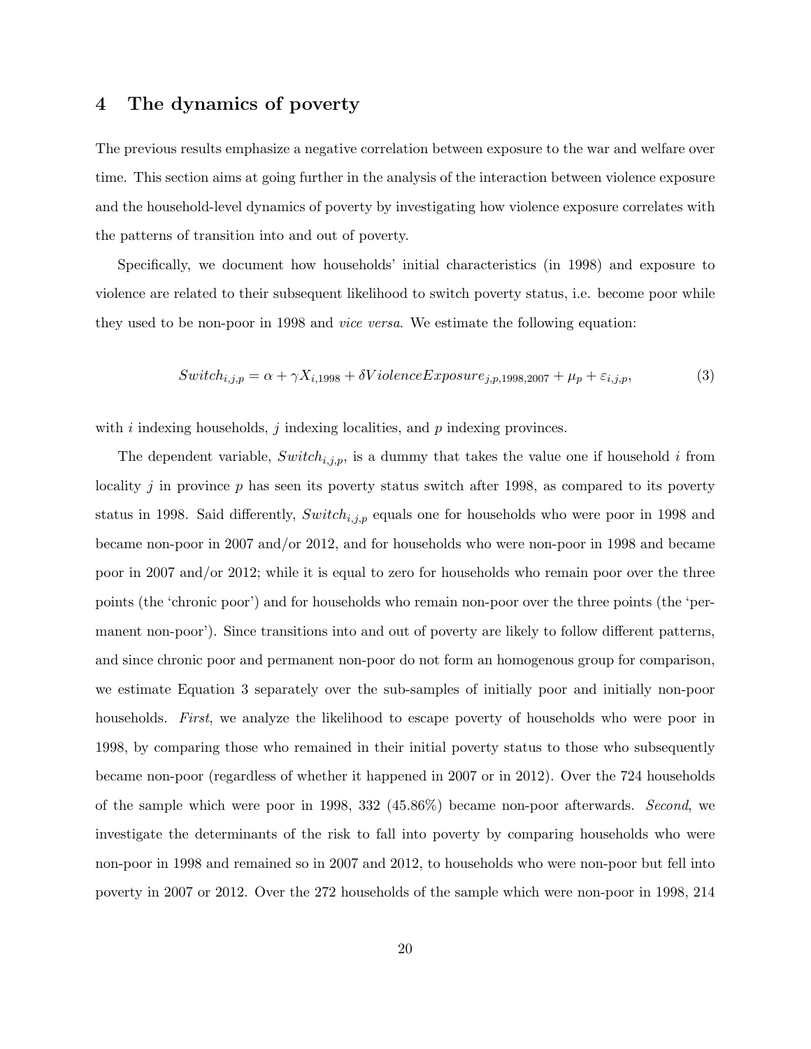## 4 The dynamics of poverty

The previous results emphasize a negative correlation between exposure to the war and welfare over time. This section aims at going further in the analysis of the interaction between violence exposure and the household-level dynamics of poverty by investigating how violence exposure correlates with the patterns of transition into and out of poverty.

Specifically, we document how households' initial characteristics (in 1998) and exposure to violence are related to their subsequent likelihood to switch poverty status, i.e. become poor while they used to be non-poor in 1998 and *vice versa*. We estimate the following equation:

$$Switch_{i,j,p} = \alpha + \gamma X_{i,1998} + \delta ViolenceExposure_{j,p,1998,2007} + \mu_p + \varepsilon_{i,j,p}, \tag{3}$$

with $i$ indexing households, $j$ indexing localities, and $p$ indexing provinces.

The dependent variable, $Switch_{i,j,p}$, is a dummy that takes the value one if household $i$ from locality $j$ in province $p$ has seen its poverty status switch after 1998, as compared to its poverty status in 1998. Said differently, $Switch_{i,j,p}$ equals one for households who were poor in 1998 and became non-poor in 2007 and/or 2012, and for households who were non-poor in 1998 and became poor in 2007 and/or 2012; while it is equal to zero for households who remain poor over the three points (the 'chronic poor') and for households who remain non-poor over the three points (the 'permanent non-poor'). Since transitions into and out of poverty are likely to follow different patterns, and since chronic poor and permanent non-poor do not form an homogenous group for comparison, we estimate Equation 3 separately over the sub-samples of initially poor and initially non-poor households. *First*, we analyze the likelihood to escape poverty of households who were poor in 1998, by comparing those who remained in their initial poverty status to those who subsequently became non-poor (regardless of whether it happened in 2007 or in 2012). Over the 724 households of the sample which were poor in 1998, 332 (45.86%) became non-poor afterwards. *Second*, we investigate the determinants of the risk to fall into poverty by comparing households who were non-poor in 1998 and remained so in 2007 and 2012, to households who were non-poor but fell into poverty in 2007 or 2012. Over the 272 households of the sample which were non-poor in 1998, 214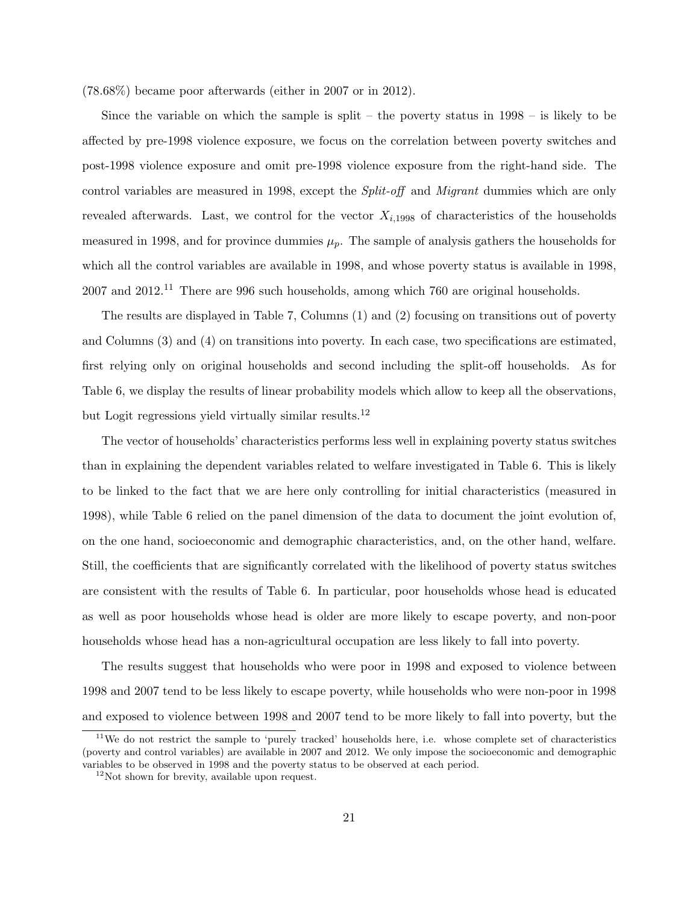(78.68%) became poor afterwards (either in 2007 or in 2012).

Since the variable on which the sample is split – the poverty status in 1998 – is likely to be affected by pre-1998 violence exposure, we focus on the correlation between poverty switches and post-1998 violence exposure and omit pre-1998 violence exposure from the right-hand side. The control variables are measured in 1998, except the *Split-off* and *Migrant* dummies which are only revealed afterwards. Last, we control for the vector $X_{i,1998}$ of characteristics of the households measured in 1998, and for province dummies $\mu_p$. The sample of analysis gathers the households for which all the control variables are available in 1998, and whose poverty status is available in 1998, 2007 and 2012.[11] There are 996 such households, among which 760 are original households.

The results are displayed in Table 7, Columns (1) and (2) focusing on transitions out of poverty and Columns (3) and (4) on transitions into poverty. In each case, two specifications are estimated, first relying only on original households and second including the split-off households. As for Table 6, we display the results of linear probability models which allow to keep all the observations, but Logit regressions yield virtually similar results.[12]

The vector of households' characteristics performs less well in explaining poverty status switches than in explaining the dependent variables related to welfare investigated in Table 6. This is likely to be linked to the fact that we are here only controlling for initial characteristics (measured in 1998), while Table 6 relied on the panel dimension of the data to document the joint evolution of, on the one hand, socioeconomic and demographic characteristics, and, on the other hand, welfare. Still, the coefficients that are significantly correlated with the likelihood of poverty status switches are consistent with the results of Table 6. In particular, poor households whose head is educated as well as poor households whose head is older are more likely to escape poverty, and non-poor households whose head has a non-agricultural occupation are less likely to fall into poverty.

The results suggest that households who were poor in 1998 and exposed to violence between 1998 and 2007 tend to be less likely to escape poverty, while households who were non-poor in 1998 and exposed to violence between 1998 and 2007 tend to be more likely to fall into poverty, but the

[11] We do not restrict the sample to 'purely tracked' households here, i.e. whose complete set of characteristics (poverty and control variables) are available in 2007 and 2012. We only impose the socioeconomic and demographic variables to be observed in 1998 and the poverty status to be observed at each period.

[12] Not shown for brevity, available upon request.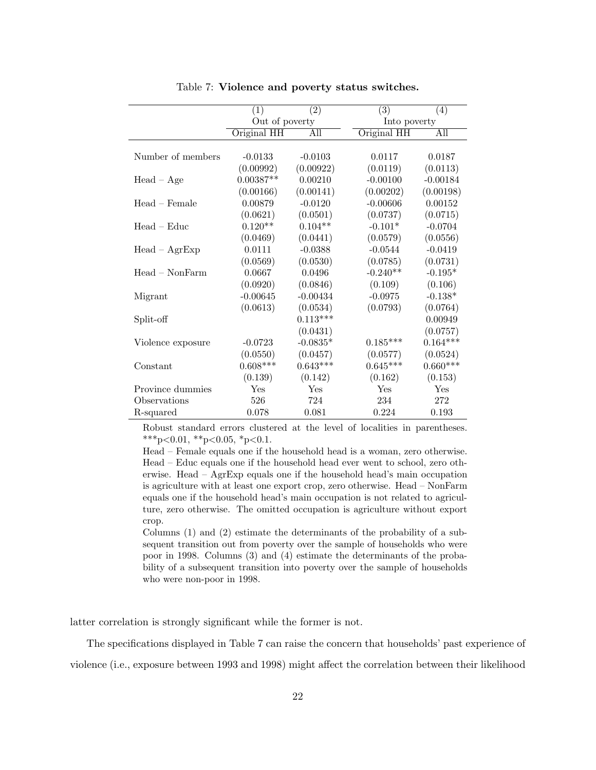Table 7: **Violence and poverty status switches.**

| | (1) | (2) | (3) | (4) |
|---|---|---|---|---|
| | Out of poverty | | Into poverty | |
| | Original HH | All | Original HH | All |
| Number of members | -0.0133 | -0.0103 | 0.0117 | 0.0187 |
| | (0.00992) | (0.00922) | (0.0119) | (0.0113) |
| Head – Age | 0.00387** | 0.00210 | -0.00100 | -0.00184 |
| | (0.00166) | (0.00141) | (0.00202) | (0.00198) |
| Head – Female | 0.00879 | -0.0120 | -0.00606 | 0.00152 |
| | (0.0621) | (0.0501) | (0.0737) | (0.0715) |
| Head – Educ | 0.120** | 0.104** | -0.101* | -0.0704 |
| | (0.0469) | (0.0441) | (0.0579) | (0.0556) |
| Head – AgrExp | 0.0111 | -0.0388 | -0.0544 | -0.0419 |
| | (0.0569) | (0.0530) | (0.0785) | (0.0731) |
| Head – NonFarm | 0.0667 | 0.0496 | -0.240** | -0.195* |
| | (0.0920) | (0.0846) | (0.109) | (0.106) |
| Migrant | -0.00645 | -0.00434 | -0.0975 | -0.138* |
| | (0.0613) | (0.0534) | (0.0793) | (0.0764) |
| Split-off | | 0.113*** | | 0.00949 |
| | | (0.0431) | | (0.0757) |
| Violence exposure | -0.0723 | -0.0835* | 0.185*** | 0.164*** |
| | (0.0550) | (0.0457) | (0.0577) | (0.0524) |
| Constant | 0.608*** | 0.643*** | 0.645*** | 0.660*** |
| | (0.139) | (0.142) | (0.162) | (0.153) |
| Province dummies | Yes | Yes | Yes | Yes |
| Observations | 526 | 724 | 234 | 272 |
| R-squared | 0.078 | 0.081 | 0.224 | 0.193 |

Robust standard errors clustered at the level of localities in parentheses. ***p<0.01, **p<0.05, *p<0.1.

Head – Female equals one if the household head is a woman, zero otherwise. Head – Educ equals one if the household head ever went to school, zero otherwise. Head – AgrExp equals one if the household head's main occupation is agriculture with at least one export crop, zero otherwise. Head – NonFarm equals one if the household head's main occupation is not related to agriculture, zero otherwise. The omitted occupation is agriculture without export crop.

Columns (1) and (2) estimate the determinants of the probability of a subsequent transition out from poverty over the sample of households who were poor in 1998. Columns (3) and (4) estimate the determinants of the probability of a subsequent transition into poverty over the sample of households who were non-poor in 1998.

latter correlation is strongly significant while the former is not.

The specifications displayed in Table 7 can raise the concern that households' past experience of violence (i.e., exposure between 1993 and 1998) might affect the correlation between their likelihood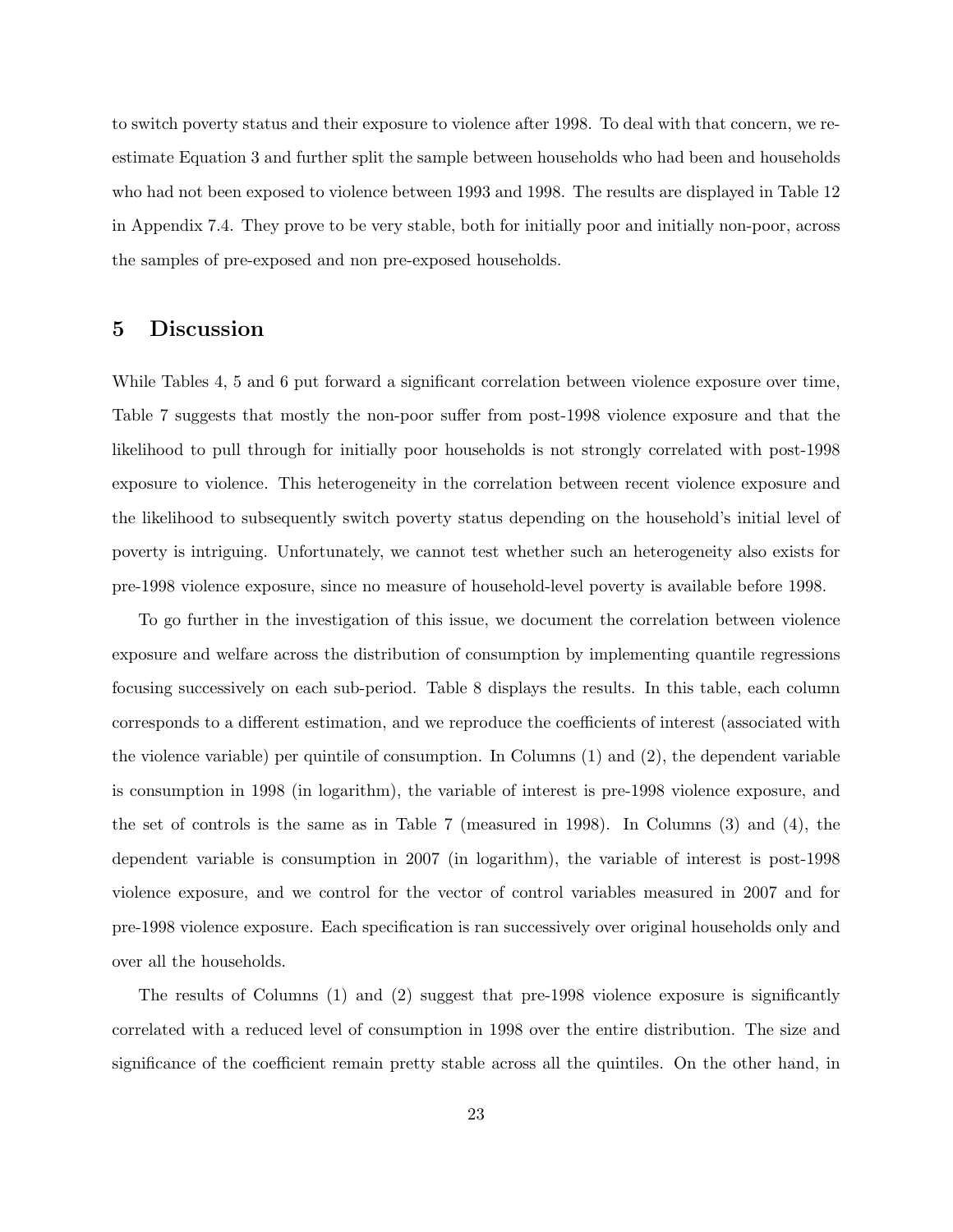to switch poverty status and their exposure to violence after 1998. To deal with that concern, we re-estimate Equation 3 and further split the sample between households who had been and households who had not been exposed to violence between 1993 and 1998. The results are displayed in Table 12 in Appendix 7.4. They prove to be very stable, both for initially poor and initially non-poor, across the samples of pre-exposed and non pre-exposed households.

## 5 Discussion

While Tables 4, 5 and 6 put forward a significant correlation between violence exposure over time, Table 7 suggests that mostly the non-poor suffer from post-1998 violence exposure and that the likelihood to pull through for initially poor households is not strongly correlated with post-1998 exposure to violence. This heterogeneity in the correlation between recent violence exposure and the likelihood to subsequently switch poverty status depending on the household's initial level of poverty is intriguing. Unfortunately, we cannot test whether such an heterogeneity also exists for pre-1998 violence exposure, since no measure of household-level poverty is available before 1998.

To go further in the investigation of this issue, we document the correlation between violence exposure and welfare across the distribution of consumption by implementing quantile regressions focusing successively on each sub-period. Table 8 displays the results. In this table, each column corresponds to a different estimation, and we reproduce the coefficients of interest (associated with the violence variable) per quintile of consumption. In Columns (1) and (2), the dependent variable is consumption in 1998 (in logarithm), the variable of interest is pre-1998 violence exposure, and the set of controls is the same as in Table 7 (measured in 1998). In Columns (3) and (4), the dependent variable is consumption in 2007 (in logarithm), the variable of interest is post-1998 violence exposure, and we control for the vector of control variables measured in 2007 and for pre-1998 violence exposure. Each specification is ran successively over original households only and over all the households.

The results of Columns (1) and (2) suggest that pre-1998 violence exposure is significantly correlated with a reduced level of consumption in 1998 over the entire distribution. The size and significance of the coefficient remain pretty stable across all the quintiles. On the other hand, in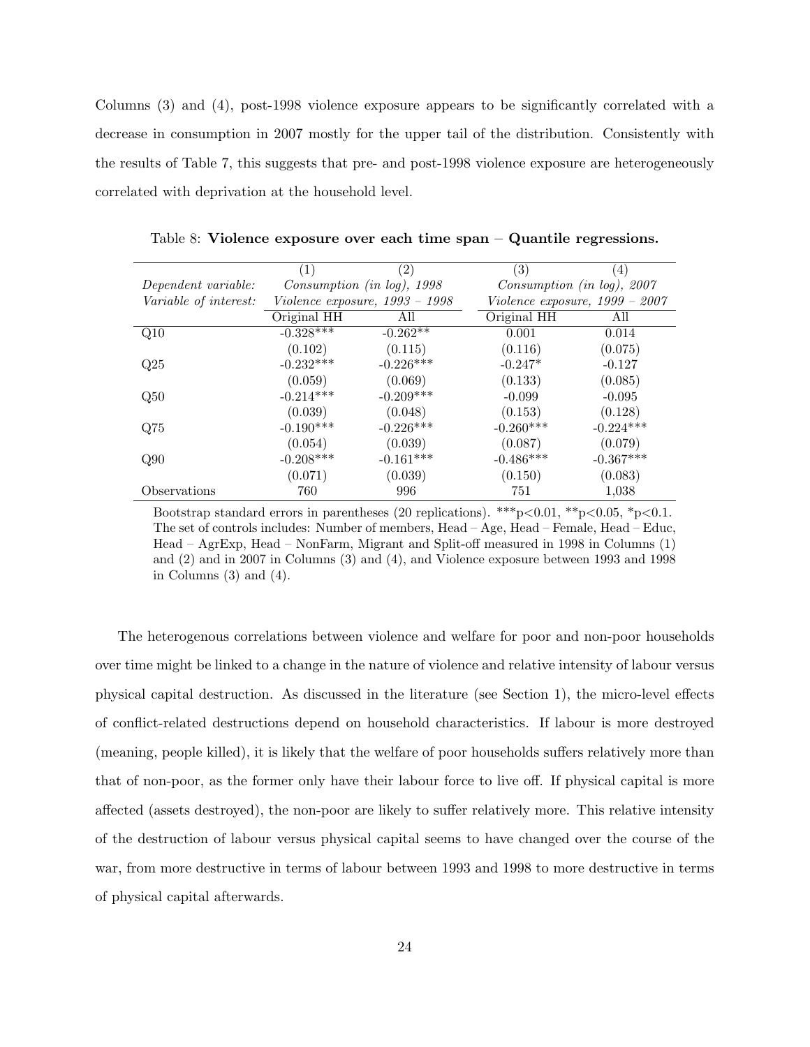Columns (3) and (4), post-1998 violence exposure appears to be significantly correlated with a decrease in consumption in 2007 mostly for the upper tail of the distribution. Consistently with the results of Table 7, this suggests that pre- and post-1998 violence exposure are heterogeneously correlated with deprivation at the household level.

Table 8: **Violence exposure over each time span – Quantile regressions.**

| | (1) | (2) | (3) | (4) |
|---|---|---|---|---|
| *Dependent variable:* | *Consumption (in log), 1998* | | *Consumption (in log), 2007* | |
| *Variable of interest:* | *Violence exposure, 1993 – 1998* | | *Violence exposure, 1999 – 2007* | |
| | Original HH | All | Original HH | All |
| Q10 | -0.328*** | -0.262** | 0.001 | 0.014 |
| | (0.102) | (0.115) | (0.116) | (0.075) |
| Q25 | -0.232*** | -0.226*** | -0.247* | -0.127 |
| | (0.059) | (0.069) | (0.133) | (0.085) |
| Q50 | -0.214*** | -0.209*** | -0.099 | -0.095 |
| | (0.039) | (0.048) | (0.153) | (0.128) |
| Q75 | -0.190*** | -0.226*** | -0.260*** | -0.224*** |
| | (0.054) | (0.039) | (0.087) | (0.079) |
| Q90 | -0.208*** | -0.161*** | -0.486*** | -0.367*** |
| | (0.071) | (0.039) | (0.150) | (0.083) |
| Observations | 760 | 996 | 751 | 1,038 |

Bootstrap standard errors in parentheses (20 replications). ***p<0.01, **p<0.05, *p<0.1. The set of controls includes: Number of members, Head – Age, Head – Female, Head – Educ, Head – AgrExp, Head – NonFarm, Migrant and Split-off measured in 1998 in Columns (1) and (2) and in 2007 in Columns (3) and (4), and Violence exposure between 1993 and 1998 in Columns (3) and (4).

The heterogenous correlations between violence and welfare for poor and non-poor households over time might be linked to a change in the nature of violence and relative intensity of labour versus physical capital destruction. As discussed in the literature (see Section 1), the micro-level effects of conflict-related destructions depend on household characteristics. If labour is more destroyed (meaning, people killed), it is likely that the welfare of poor households suffers relatively more than that of non-poor, as the former only have their labour force to live off. If physical capital is more affected (assets destroyed), the non-poor are likely to suffer relatively more. This relative intensity of the destruction of labour versus physical capital seems to have changed over the course of the war, from more destructive in terms of labour between 1993 and 1998 to more destructive in terms of physical capital afterwards.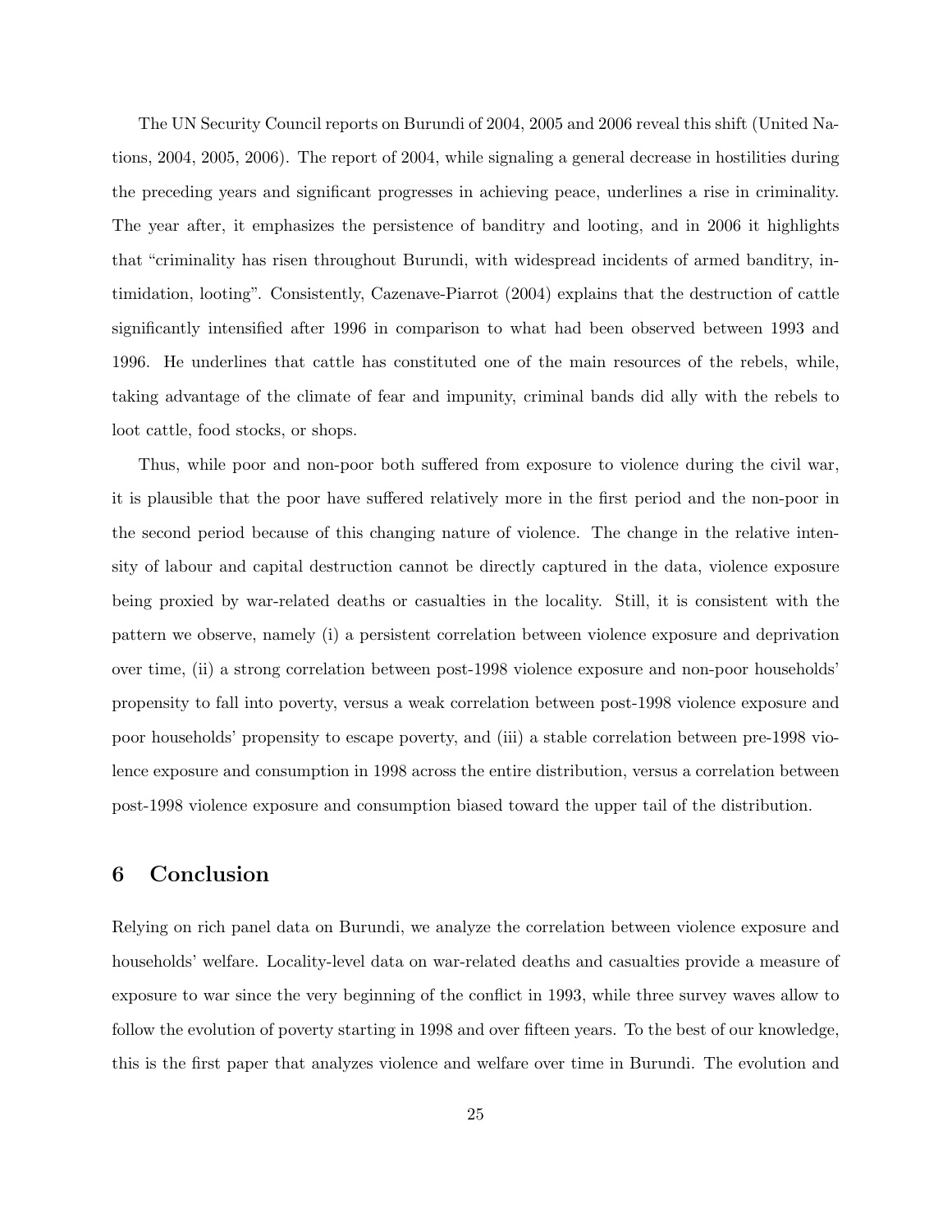The UN Security Council reports on Burundi of 2004, 2005 and 2006 reveal this shift (United Nations, 2004, 2005, 2006). The report of 2004, while signaling a general decrease in hostilities during the preceding years and significant progresses in achieving peace, underlines a rise in criminality. The year after, it emphasizes the persistence of banditry and looting, and in 2006 it highlights that "criminality has risen throughout Burundi, with widespread incidents of armed banditry, intimidation, looting". Consistently, Cazenave-Piarrot (2004) explains that the destruction of cattle significantly intensified after 1996 in comparison to what had been observed between 1993 and 1996. He underlines that cattle has constituted one of the main resources of the rebels, while, taking advantage of the climate of fear and impunity, criminal bands did ally with the rebels to loot cattle, food stocks, or shops.

Thus, while poor and non-poor both suffered from exposure to violence during the civil war, it is plausible that the poor have suffered relatively more in the first period and the non-poor in the second period because of this changing nature of violence. The change in the relative intensity of labour and capital destruction cannot be directly captured in the data, violence exposure being proxied by war-related deaths or casualties in the locality. Still, it is consistent with the pattern we observe, namely (i) a persistent correlation between violence exposure and deprivation over time, (ii) a strong correlation between post-1998 violence exposure and non-poor households' propensity to fall into poverty, versus a weak correlation between post-1998 violence exposure and poor households' propensity to escape poverty, and (iii) a stable correlation between pre-1998 violence exposure and consumption in 1998 across the entire distribution, versus a correlation between post-1998 violence exposure and consumption biased toward the upper tail of the distribution.

## 6 Conclusion

Relying on rich panel data on Burundi, we analyze the correlation between violence exposure and households' welfare. Locality-level data on war-related deaths and casualties provide a measure of exposure to war since the very beginning of the conflict in 1993, while three survey waves allow to follow the evolution of poverty starting in 1998 and over fifteen years. To the best of our knowledge, this is the first paper that analyzes violence and welfare over time in Burundi. The evolution and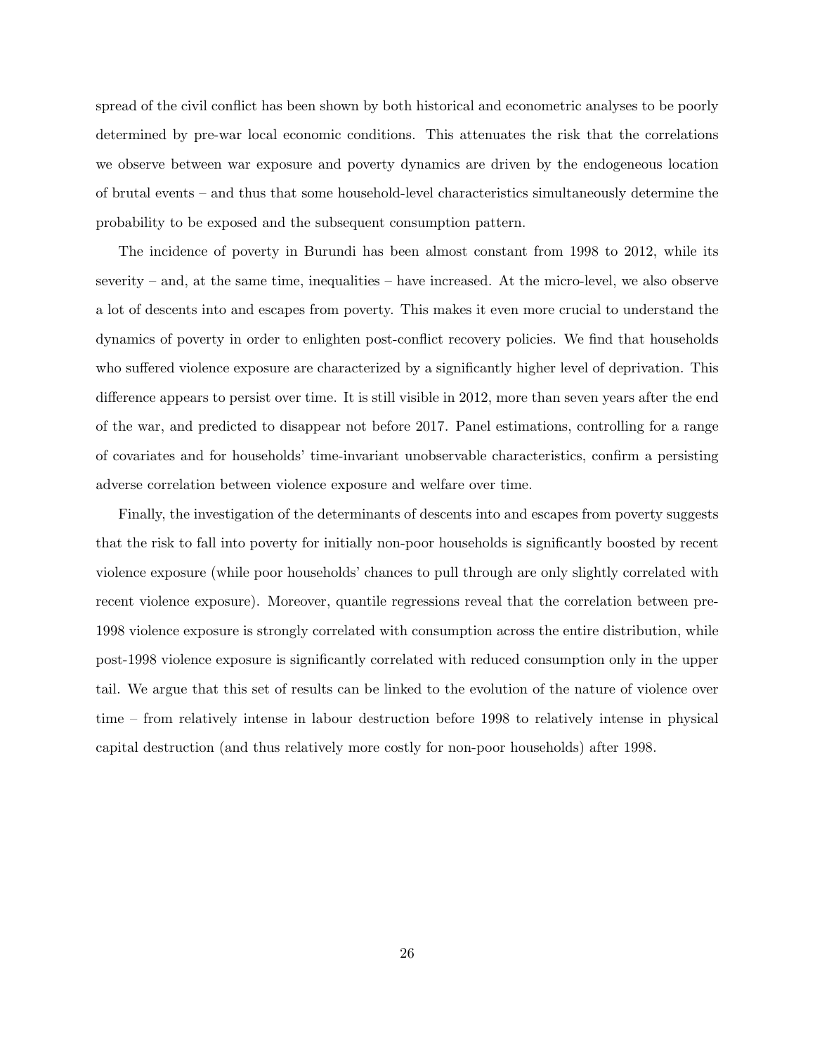spread of the civil conflict has been shown by both historical and econometric analyses to be poorly determined by pre-war local economic conditions. This attenuates the risk that the correlations we observe between war exposure and poverty dynamics are driven by the endogeneous location of brutal events – and thus that some household-level characteristics simultaneously determine the probability to be exposed and the subsequent consumption pattern.

The incidence of poverty in Burundi has been almost constant from 1998 to 2012, while its severity – and, at the same time, inequalities – have increased. At the micro-level, we also observe a lot of descents into and escapes from poverty. This makes it even more crucial to understand the dynamics of poverty in order to enlighten post-conflict recovery policies. We find that households who suffered violence exposure are characterized by a significantly higher level of deprivation. This difference appears to persist over time. It is still visible in 2012, more than seven years after the end of the war, and predicted to disappear not before 2017. Panel estimations, controlling for a range of covariates and for households' time-invariant unobservable characteristics, confirm a persisting adverse correlation between violence exposure and welfare over time.

Finally, the investigation of the determinants of descents into and escapes from poverty suggests that the risk to fall into poverty for initially non-poor households is significantly boosted by recent violence exposure (while poor households' chances to pull through are only slightly correlated with recent violence exposure). Moreover, quantile regressions reveal that the correlation between pre-1998 violence exposure is strongly correlated with consumption across the entire distribution, while post-1998 violence exposure is significantly correlated with reduced consumption only in the upper tail. We argue that this set of results can be linked to the evolution of the nature of violence over time – from relatively intense in labour destruction before 1998 to relatively intense in physical capital destruction (and thus relatively more costly for non-poor households) after 1998.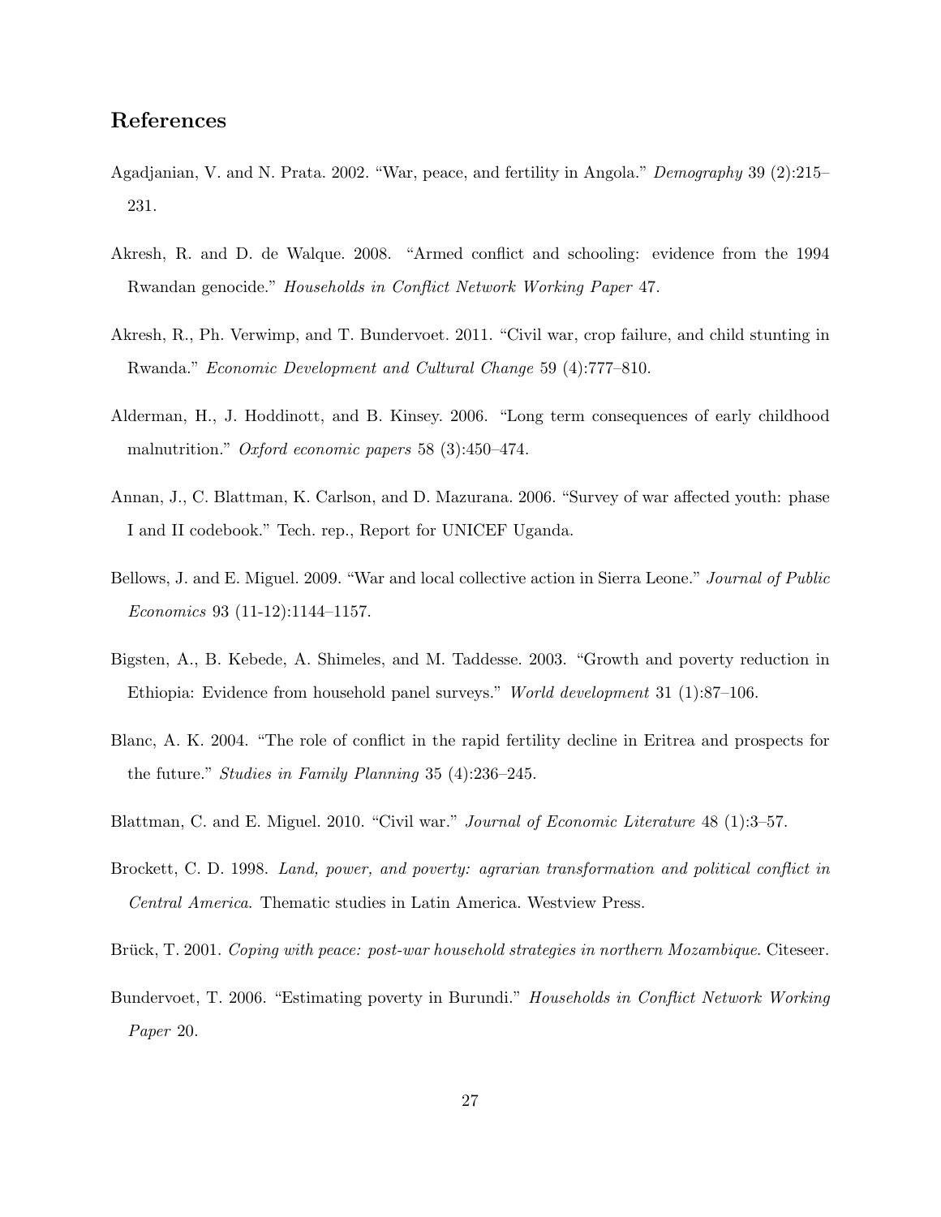## References

Agadjanian, V. and N. Prata. 2002. "War, peace, and fertility in Angola." *Demography* 39 (2):215–231.

Akresh, R. and D. de Walque. 2008. "Armed conflict and schooling: evidence from the 1994 Rwandan genocide." *Households in Conflict Network Working Paper* 47.

Akresh, R., Ph. Verwimp, and T. Bundervoet. 2011. "Civil war, crop failure, and child stunting in Rwanda." *Economic Development and Cultural Change* 59 (4):777–810.

Alderman, H., J. Hoddinott, and B. Kinsey. 2006. "Long term consequences of early childhood malnutrition." *Oxford economic papers* 58 (3):450–474.

Annan, J., C. Blattman, K. Carlson, and D. Mazurana. 2006. "Survey of war affected youth: phase I and II codebook." Tech. rep., Report for UNICEF Uganda.

Bellows, J. and E. Miguel. 2009. "War and local collective action in Sierra Leone." *Journal of Public Economics* 93 (11-12):1144–1157.

Bigsten, A., B. Kebede, A. Shimeles, and M. Taddesse. 2003. "Growth and poverty reduction in Ethiopia: Evidence from household panel surveys." *World development* 31 (1):87–106.

Blanc, A. K. 2004. "The role of conflict in the rapid fertility decline in Eritrea and prospects for the future." *Studies in Family Planning* 35 (4):236–245.

Blattman, C. and E. Miguel. 2010. "Civil war." *Journal of Economic Literature* 48 (1):3–57.

Brockett, C. D. 1998. *Land, power, and poverty: agrarian transformation and political conflict in Central America*. Thematic studies in Latin America. Westview Press.

Brück, T. 2001. *Coping with peace: post-war household strategies in northern Mozambique*. Citeseer.

Bundervoet, T. 2006. "Estimating poverty in Burundi." *Households in Conflict Network Working Paper* 20.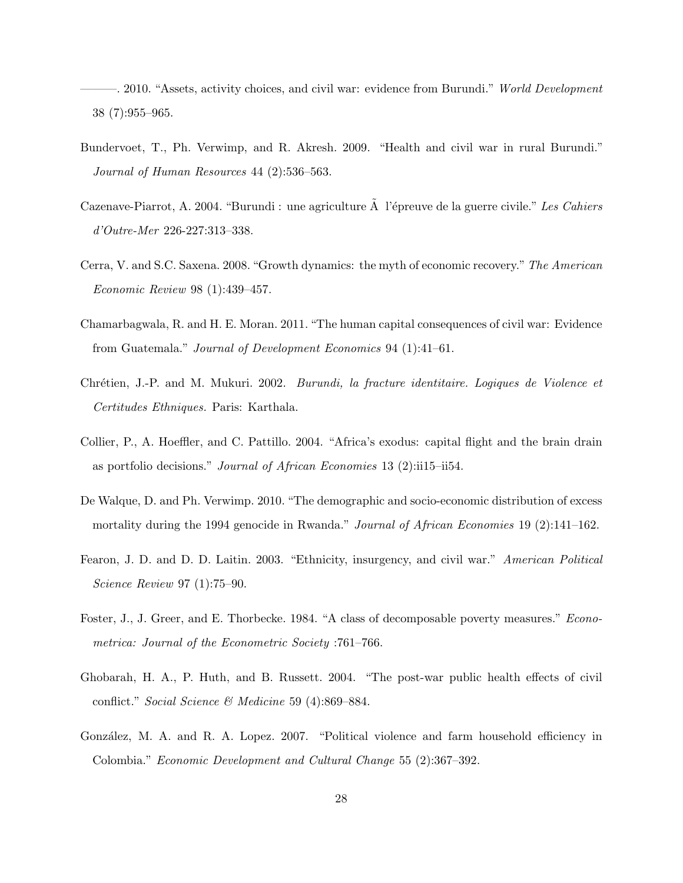———. 2010. "Assets, activity choices, and civil war: evidence from Burundi." *World Development* 38 (7):955–965.

Bundervoet, T., Ph. Verwimp, and R. Akresh. 2009. "Health and civil war in rural Burundi." *Journal of Human Resources* 44 (2):536–563.

Cazenave-Piarrot, A. 2004. "Burundi : une agriculture Ã l'épreuve de la guerre civile." *Les Cahiers d'Outre-Mer* 226-227:313–338.

Cerra, V. and S.C. Saxena. 2008. "Growth dynamics: the myth of economic recovery." *The American Economic Review* 98 (1):439–457.

Chamarbagwala, R. and H. E. Moran. 2011. "The human capital consequences of civil war: Evidence from Guatemala." *Journal of Development Economics* 94 (1):41–61.

Chrétien, J.-P. and M. Mukuri. 2002. *Burundi, la fracture identitaire. Logiques de Violence et Certitudes Ethniques.* Paris: Karthala.

Collier, P., A. Hoeffler, and C. Pattillo. 2004. "Africa's exodus: capital flight and the brain drain as portfolio decisions." *Journal of African Economies* 13 (2):ii15–ii54.

De Walque, D. and Ph. Verwimp. 2010. "The demographic and socio-economic distribution of excess mortality during the 1994 genocide in Rwanda." *Journal of African Economies* 19 (2):141–162.

Fearon, J. D. and D. D. Laitin. 2003. "Ethnicity, insurgency, and civil war." *American Political Science Review* 97 (1):75–90.

Foster, J., J. Greer, and E. Thorbecke. 1984. "A class of decomposable poverty measures." *Econometrica: Journal of the Econometric Society* :761–766.

Ghobarah, H. A., P. Huth, and B. Russett. 2004. "The post-war public health effects of civil conflict." *Social Science & Medicine* 59 (4):869–884.

González, M. A. and R. A. Lopez. 2007. "Political violence and farm household efficiency in Colombia." *Economic Development and Cultural Change* 55 (2):367–392.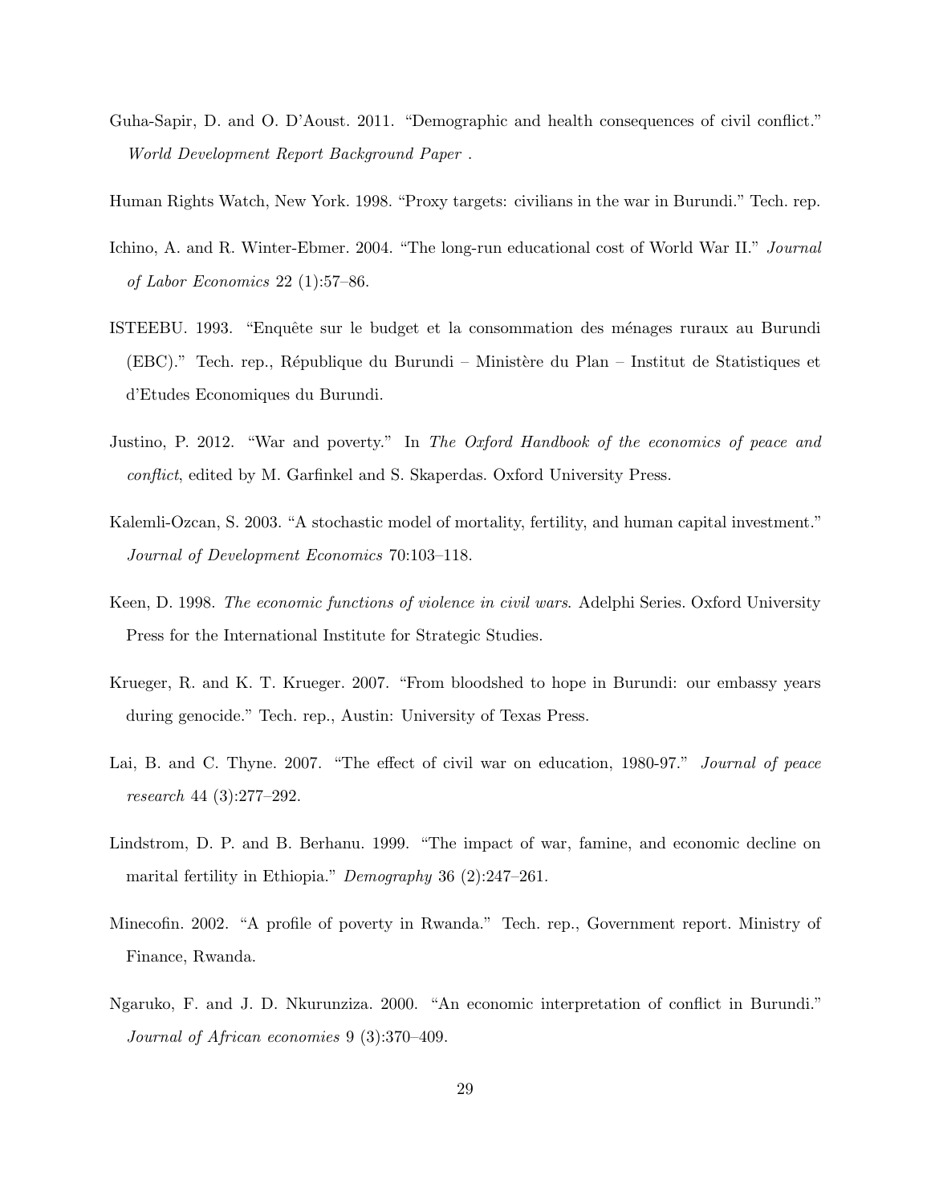Guha-Sapir, D. and O. D'Aoust. 2011. "Demographic and health consequences of civil conflict." *World Development Report Background Paper* .

Human Rights Watch, New York. 1998. "Proxy targets: civilians in the war in Burundi." Tech. rep.

Ichino, A. and R. Winter-Ebmer. 2004. "The long-run educational cost of World War II." *Journal of Labor Economics* 22 (1):57–86.

ISTEEBU. 1993. "Enquête sur le budget et la consommation des ménages ruraux au Burundi (EBC)." Tech. rep., République du Burundi – Ministère du Plan – Institut de Statistiques et d'Etudes Economiques du Burundi.

Justino, P. 2012. "War and poverty." In *The Oxford Handbook of the economics of peace and conflict*, edited by M. Garfinkel and S. Skaperdas. Oxford University Press.

Kalemli-Ozcan, S. 2003. "A stochastic model of mortality, fertility, and human capital investment." *Journal of Development Economics* 70:103–118.

Keen, D. 1998. *The economic functions of violence in civil wars*. Adelphi Series. Oxford University Press for the International Institute for Strategic Studies.

Krueger, R. and K. T. Krueger. 2007. "From bloodshed to hope in Burundi: our embassy years during genocide." Tech. rep., Austin: University of Texas Press.

Lai, B. and C. Thyne. 2007. "The effect of civil war on education, 1980-97." *Journal of peace research* 44 (3):277–292.

Lindstrom, D. P. and B. Berhanu. 1999. "The impact of war, famine, and economic decline on marital fertility in Ethiopia." *Demography* 36 (2):247–261.

Minecofin. 2002. "A profile of poverty in Rwanda." Tech. rep., Government report. Ministry of Finance, Rwanda.

Ngaruko, F. and J. D. Nkurunziza. 2000. "An economic interpretation of conflict in Burundi." *Journal of African economies* 9 (3):370–409.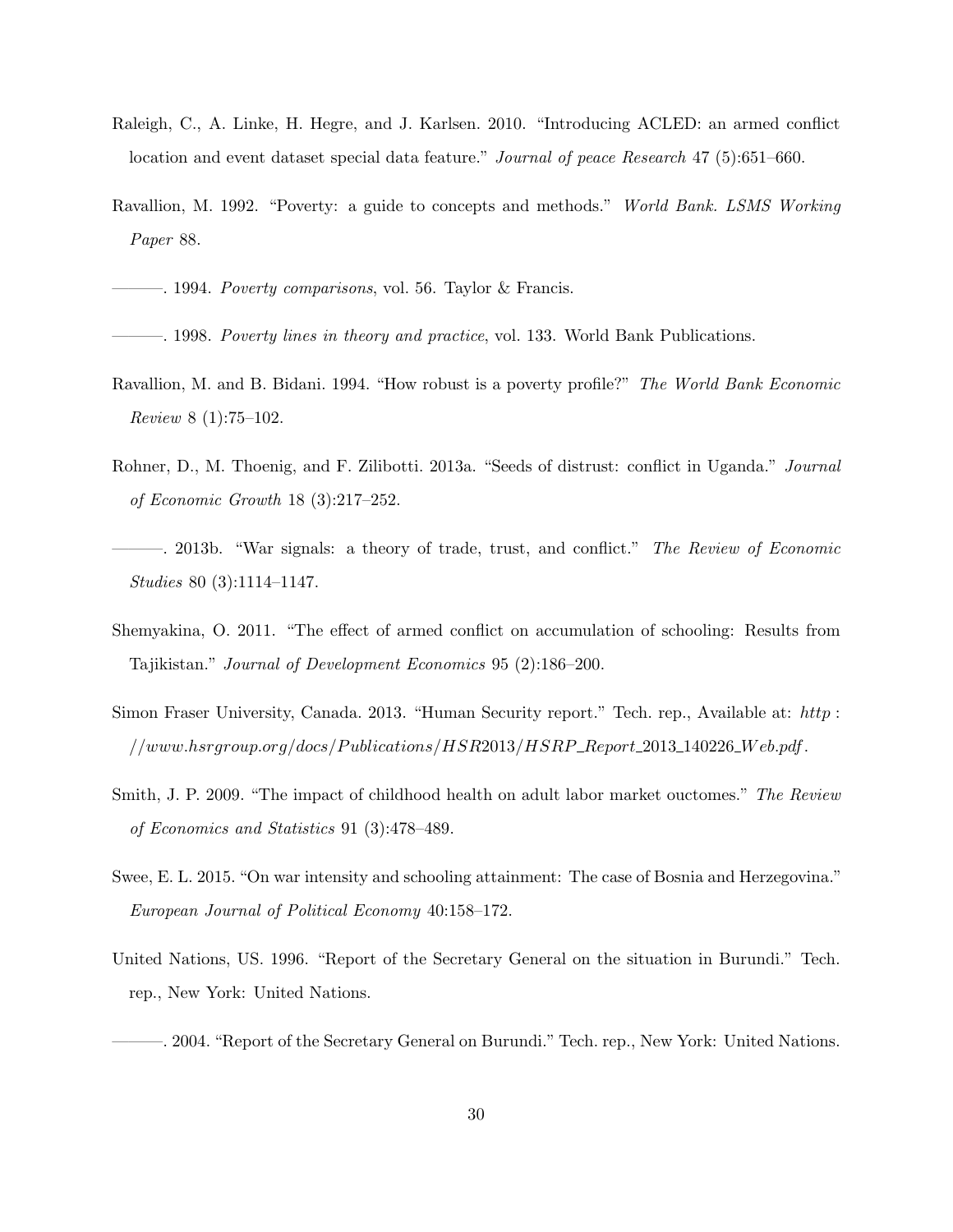Raleigh, C., A. Linke, H. Hegre, and J. Karlsen. 2010. "Introducing ACLED: an armed conflict location and event dataset special data feature." *Journal of peace Research* 47 (5):651–660.

Ravallion, M. 1992. "Poverty: a guide to concepts and methods." *World Bank. LSMS Working Paper* 88.

———. 1994. *Poverty comparisons*, vol. 56. Taylor & Francis.

———. 1998. *Poverty lines in theory and practice*, vol. 133. World Bank Publications.

Ravallion, M. and B. Bidani. 1994. "How robust is a poverty profile?" *The World Bank Economic Review* 8 (1):75–102.

Rohner, D., M. Thoenig, and F. Zilibotti. 2013a. "Seeds of distrust: conflict in Uganda." *Journal of Economic Growth* 18 (3):217–252.

———. 2013b. "War signals: a theory of trade, trust, and conflict." *The Review of Economic Studies* 80 (3):1114–1147.

Shemyakina, O. 2011. "The effect of armed conflict on accumulation of schooling: Results from Tajikistan." *Journal of Development Economics* 95 (2):186–200.

Simon Fraser University, Canada. 2013. "Human Security report." Tech. rep., Available at: *http://www.hsrgroup.org/docs/Publications/HSR2013/HSRP_Report_2013_140226_Web.pdf*.

Smith, J. P. 2009. "The impact of childhood health on adult labor market ouctomes." *The Review of Economics and Statistics* 91 (3):478–489.

Swee, E. L. 2015. "On war intensity and schooling attainment: The case of Bosnia and Herzegovina." *European Journal of Political Economy* 40:158–172.

United Nations, US. 1996. "Report of the Secretary General on the situation in Burundi." Tech. rep., New York: United Nations.

———. 2004. "Report of the Secretary General on Burundi." Tech. rep., New York: United Nations.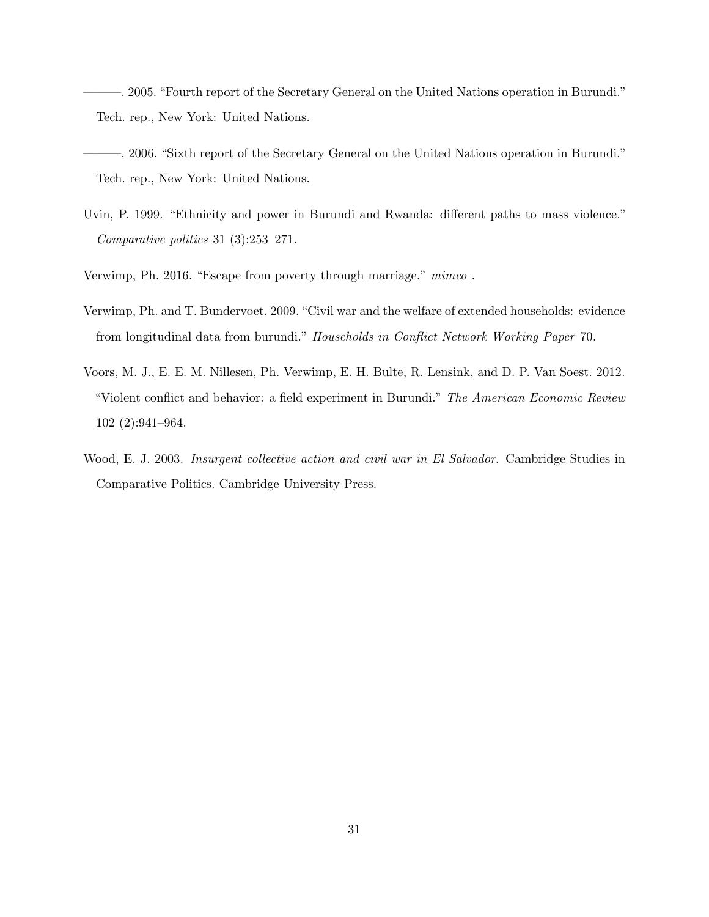———. 2005. "Fourth report of the Secretary General on the United Nations operation in Burundi." Tech. rep., New York: United Nations.

———. 2006. "Sixth report of the Secretary General on the United Nations operation in Burundi." Tech. rep., New York: United Nations.

Uvin, P. 1999. "Ethnicity and power in Burundi and Rwanda: different paths to mass violence." *Comparative politics* 31 (3):253–271.

Verwimp, Ph. 2016. "Escape from poverty through marriage." *mimeo* .

Verwimp, Ph. and T. Bundervoet. 2009. "Civil war and the welfare of extended households: evidence from longitudinal data from burundi." *Households in Conflict Network Working Paper* 70.

Voors, M. J., E. E. M. Nillesen, Ph. Verwimp, E. H. Bulte, R. Lensink, and D. P. Van Soest. 2012. "Violent conflict and behavior: a field experiment in Burundi." *The American Economic Review* 102 (2):941–964.

Wood, E. J. 2003. *Insurgent collective action and civil war in El Salvador*. Cambridge Studies in Comparative Politics. Cambridge University Press.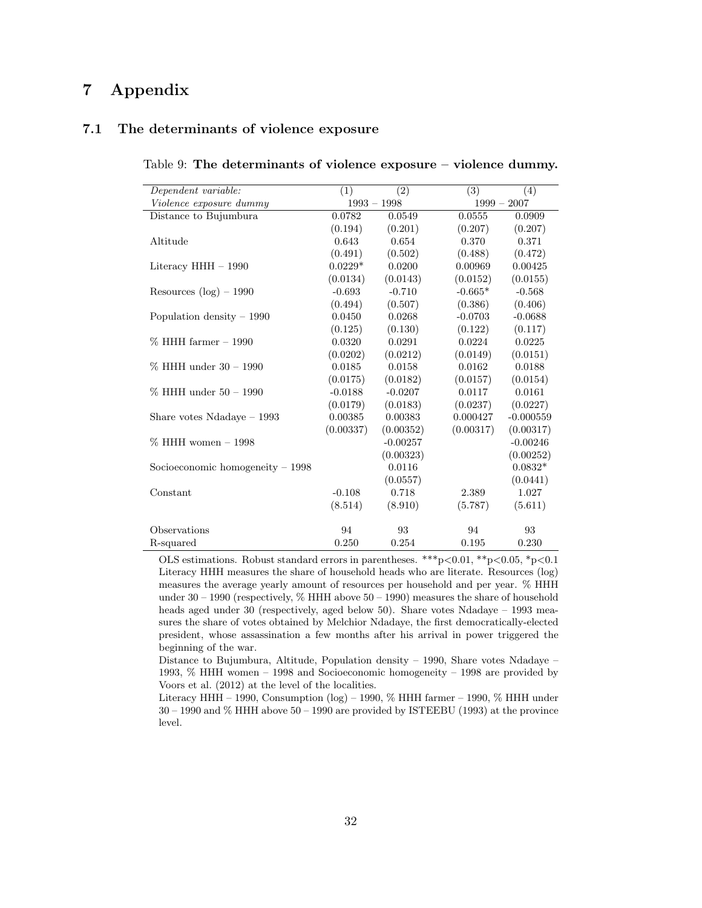# 7 Appendix

## 7.1 The determinants of violence exposure

Table 9: **The determinants of violence exposure – violence dummy.**

| *Dependent variable:* | (1) | (2) | (3) | (4) |
|---|---|---|---|---|
| *Violence exposure dummy* | 1993 – 1998 | | 1999 – 2007 | |
| Distance to Bujumbura | 0.0782 | 0.0549 | 0.0555 | 0.0909 |
| | (0.194) | (0.201) | (0.207) | (0.207) |
| Altitude | 0.643 | 0.654 | 0.370 | 0.371 |
| | (0.491) | (0.502) | (0.488) | (0.472) |
| Literacy HHH – 1990 | 0.0229* | 0.0200 | 0.00969 | 0.00425 |
| | (0.0134) | (0.0143) | (0.0152) | (0.0155) |
| Resources (log) – 1990 | -0.693 | -0.710 | -0.665* | -0.568 |
| | (0.494) | (0.507) | (0.386) | (0.406) |
| Population density – 1990 | 0.0450 | 0.0268 | -0.0703 | -0.0688 |
| | (0.125) | (0.130) | (0.122) | (0.117) |
| % HHH farmer – 1990 | 0.0320 | 0.0291 | 0.0224 | 0.0225 |
| | (0.0202) | (0.0212) | (0.0149) | (0.0151) |
| % HHH under 30 – 1990 | 0.0185 | 0.0158 | 0.0162 | 0.0188 |
| | (0.0175) | (0.0182) | (0.0157) | (0.0154) |
| % HHH under 50 – 1990 | -0.0188 | -0.0207 | 0.0117 | 0.0161 |
| | (0.0179) | (0.0183) | (0.0237) | (0.0227) |
| Share votes Ndadaye – 1993 | 0.00385 | 0.00383 | 0.000427 | -0.000559 |
| | (0.00337) | (0.00352) | (0.00317) | (0.00317) |
| % HHH women – 1998 | | -0.00257 | | -0.00246 |
| | | (0.00323) | | (0.00252) |
| Socioeconomic homogeneity – 1998 | | 0.0116 | | 0.0832* |
| | | (0.0557) | | (0.0441) |
| Constant | -0.108 | 0.718 | 2.389 | 1.027 |
| | (8.514) | (8.910) | (5.787) | (5.611) |
| Observations | 94 | 93 | 94 | 93 |
| R-squared | 0.250 | 0.254 | 0.195 | 0.230 |

OLS estimations. Robust standard errors in parentheses. ***p<0.01, **p<0.05, *p<0.1
Literacy HHH measures the share of household heads who are literate. Resources (log) measures the average yearly amount of resources per household and per year. % HHH under 30 – 1990 (respectively, % HHH above 50 – 1990) measures the share of household heads aged under 30 (respectively, aged below 50). Share votes Ndadaye – 1993 measures the share of votes obtained by Melchior Ndadaye, the first democratically-elected president, whose assassination a few months after his arrival in power triggered the beginning of the war.
Distance to Bujumbura, Altitude, Population density – 1990, Share votes Ndadaye – 1993, % HHH women – 1998 and Socioeconomic homogeneity – 1998 are provided by Voors et al. (2012) at the level of the localities.
Literacy HHH – 1990, Consumption (log) – 1990, % HHH farmer – 1990, % HHH under 30 – 1990 and % HHH above 50 – 1990 are provided by ISTEEBU (1993) at the province level.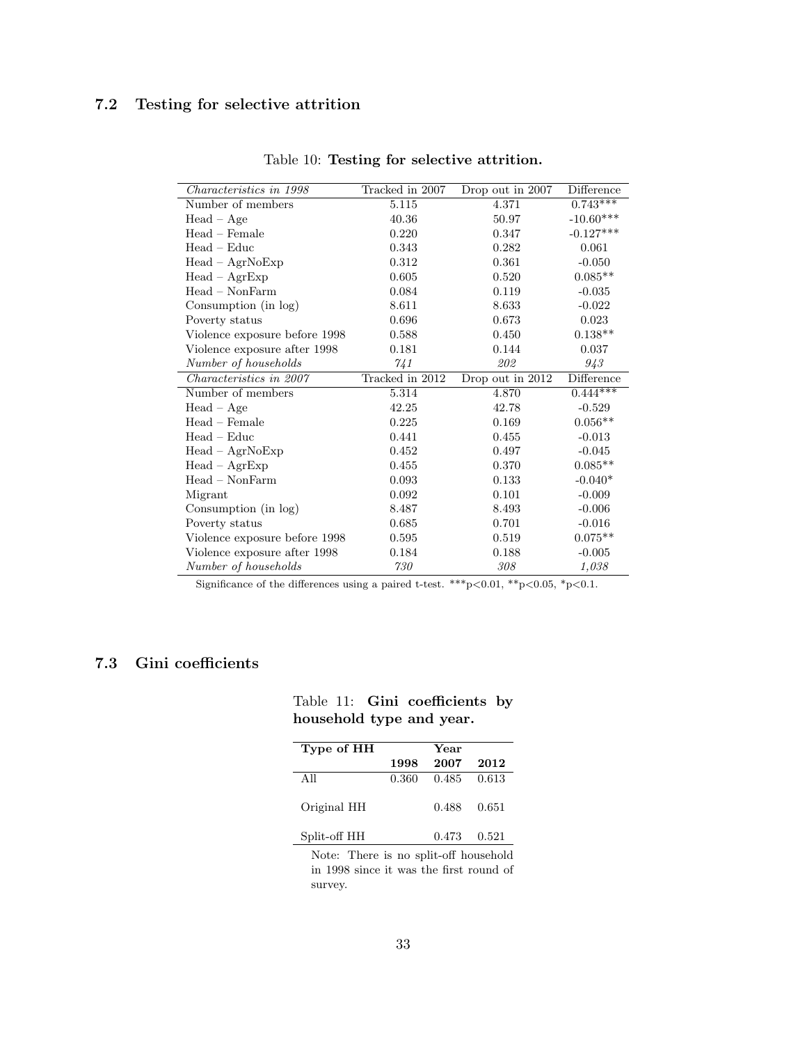### 7.2 Testing for selective attrition

Table 10: **Testing for selective attrition.**

| *Characteristics in 1998* | Tracked in 2007 | Drop out in 2007 | Difference |
|---|---|---|---|
| Number of members | 5.115 | 4.371 | 0.743*** |
| Head – Age | 40.36 | 50.97 | -10.60*** |
| Head – Female | 0.220 | 0.347 | -0.127*** |
| Head – Educ | 0.343 | 0.282 | 0.061 |
| Head – AgrNoExp | 0.312 | 0.361 | -0.050 |
| Head – AgrExp | 0.605 | 0.520 | 0.085** |
| Head – NonFarm | 0.084 | 0.119 | -0.035 |
| Consumption (in log) | 8.611 | 8.633 | -0.022 |
| Poverty status | 0.696 | 0.673 | 0.023 |
| Violence exposure before 1998 | 0.588 | 0.450 | 0.138** |
| Violence exposure after 1998 | 0.181 | 0.144 | 0.037 |
| *Number of households* | *741* | *202* | *943* |
| *Characteristics in 2007* | Tracked in 2012 | Drop out in 2012 | Difference |
| Number of members | 5.314 | 4.870 | 0.444*** |
| Head – Age | 42.25 | 42.78 | -0.529 |
| Head – Female | 0.225 | 0.169 | 0.056** |
| Head – Educ | 0.441 | 0.455 | -0.013 |
| Head – AgrNoExp | 0.452 | 0.497 | -0.045 |
| Head – AgrExp | 0.455 | 0.370 | 0.085** |
| Head – NonFarm | 0.093 | 0.133 | -0.040* |
| Migrant | 0.092 | 0.101 | -0.009 |
| Consumption (in log) | 8.487 | 8.493 | -0.006 |
| Poverty status | 0.685 | 0.701 | -0.016 |
| Violence exposure before 1998 | 0.595 | 0.519 | 0.075** |
| Violence exposure after 1998 | 0.184 | 0.188 | -0.005 |
| *Number of households* | *730* | *308* | *1,038* |

Significance of the differences using a paired t-test. ***p<0.01, **p<0.05, *p<0.1.

### 7.3 Gini coefficients

Table 11: **Gini coefficients by household type and year.**

| **Type of HH** | **Year** | | |
|---|---|---|---|
| | **1998** | **2007** | **2012** |
| All | 0.360 | 0.485 | 0.613 |
| Original HH | | 0.488 | 0.651 |
| Split-off HH | | 0.473 | 0.521 |

Note: There is no split-off household in 1998 since it was the first round of survey.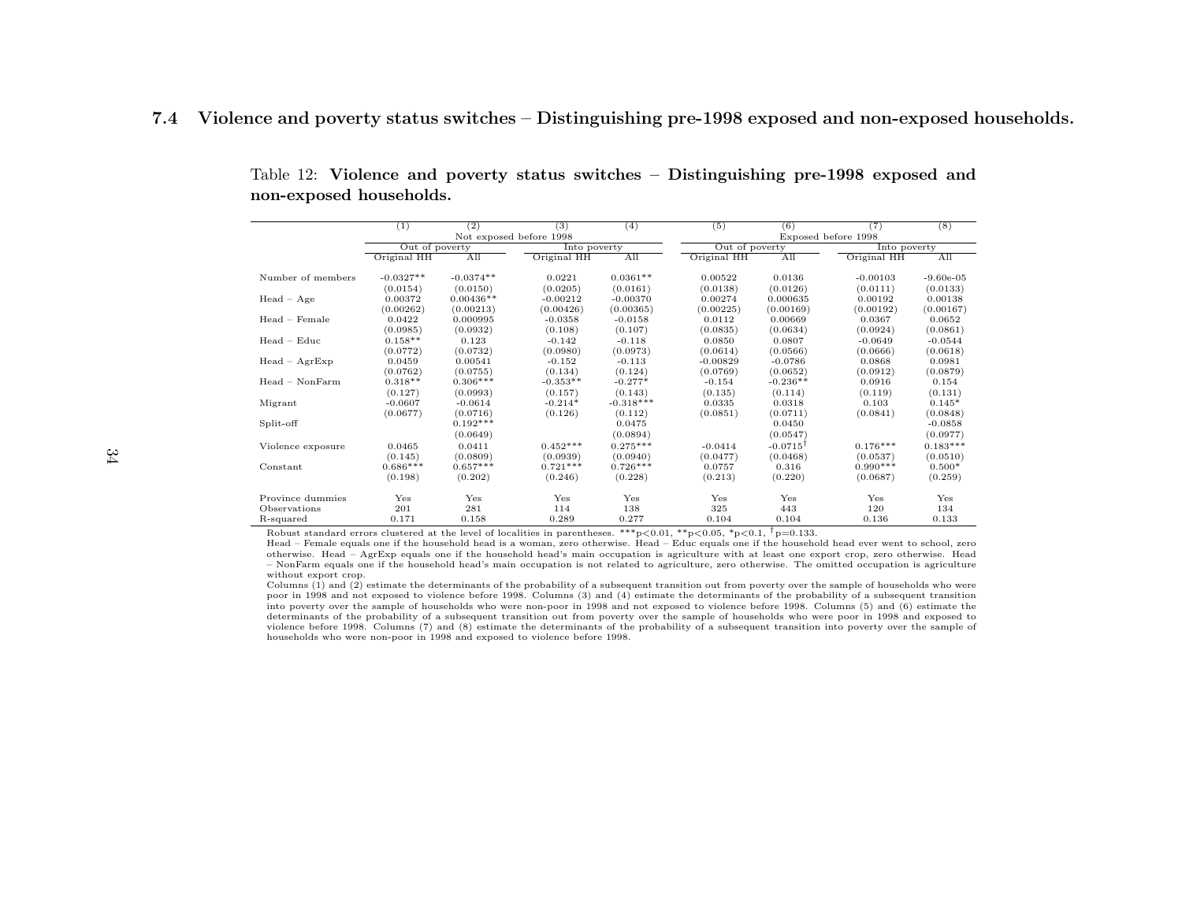### 7.4 Violence and poverty status switches – Distinguishing pre-1998 exposed and non-exposed households.

Table 12: **Violence and poverty status switches – Distinguishing pre-1998 exposed and non-exposed households.**

| | (1) | (2) | (3) | (4) | (5) | (6) | (7) | (8) |
|---|---|---|---|---|---|---|---|---|
| | Not exposed before 1998 | | | | Exposed before 1998 | | | |
| | Out of poverty | | Into poverty | | Out of poverty | | Into poverty | |
| | Original HH | All | Original HH | All | Original HH | All | Original HH | All |
| Number of members | -0.0327** | -0.0374** | 0.0221 | 0.0361** | 0.00522 | 0.0136 | -0.00103 | -9.60e-05 |
| | (0.0154) | (0.0150) | (0.0205) | (0.0161) | (0.0138) | (0.0126) | (0.0111) | (0.0133) |
| Head – Age | 0.00372 | 0.00436** | -0.00212 | -0.00370 | 0.00274 | 0.000635 | 0.00192 | 0.00138 |
| | (0.00262) | (0.00213) | (0.00426) | (0.00365) | (0.00225) | (0.00169) | (0.00192) | (0.00167) |
| Head – Female | 0.0422 | 0.000995 | -0.0358 | -0.0158 | 0.0112 | 0.00669 | 0.0367 | 0.0652 |
| | (0.0985) | (0.0932) | (0.108) | (0.107) | (0.0835) | (0.0634) | (0.0924) | (0.0861) |
| Head – Educ | 0.158** | 0.123 | -0.142 | -0.118 | 0.0850 | 0.0807 | -0.0649 | -0.0544 |
| | (0.0772) | (0.0732) | (0.0980) | (0.0973) | (0.0614) | (0.0566) | (0.0666) | (0.0618) |
| Head – AgrExp | 0.0459 | 0.00541 | -0.152 | -0.113 | -0.00829 | -0.0786 | 0.0868 | 0.0981 |
| | (0.0762) | (0.0755) | (0.134) | (0.124) | (0.0769) | (0.0652) | (0.0912) | (0.0879) |
| Head – NonFarm | 0.318** | 0.306*** | -0.353** | -0.277* | -0.154 | -0.236** | 0.0916 | 0.154 |
| | (0.127) | (0.0993) | (0.157) | (0.143) | (0.135) | (0.114) | (0.119) | (0.131) |
| Migrant | -0.0607 | -0.0614 | -0.214* | -0.318*** | 0.0335 | 0.0318 | 0.103 | 0.145* |
| | (0.0677) | (0.0716) | (0.126) | (0.112) | (0.0851) | (0.0711) | (0.0841) | (0.0848) |
| Split-off | | 0.192*** | | 0.0475 | | 0.0450 | | -0.0858 |
| | | (0.0649) | | (0.0894) | | (0.0547) | | (0.0977) |
| Violence exposure | 0.0465 | 0.0411 | 0.452*** | 0.275*** | -0.0414 | -0.0715† | 0.176*** | 0.183*** |
| | (0.145) | (0.0809) | (0.0939) | (0.0940) | (0.0477) | (0.0468) | (0.0537) | (0.0510) |
| Constant | 0.686*** | 0.657*** | 0.721*** | 0.726*** | 0.0757 | 0.316 | 0.990*** | 0.500* |
| | (0.198) | (0.202) | (0.246) | (0.228) | (0.213) | (0.220) | (0.0687) | (0.259) |
| Province dummies | Yes | Yes | Yes | Yes | Yes | Yes | Yes | Yes |
| Observations | 201 | 281 | 114 | 138 | 325 | 443 | 120 | 134 |
| R-squared | 0.171 | 0.158 | 0.289 | 0.277 | 0.104 | 0.104 | 0.136 | 0.133 |

Robust standard errors clustered at the level of localities in parentheses. ***p<0.01, **p<0.05, *p<0.1, †p=0.133.

Head – Female equals one if the household head is a woman, zero otherwise. Head – Educ equals one if the household head ever went to school, zero otherwise. Head – AgrExp equals one if the household head's main occupation is agriculture with at least one export crop, zero otherwise. Head – NonFarm equals one if the household head's main occupation is not related to agriculture, zero otherwise. The omitted occupation is agriculture without export crop.

Columns (1) and (2) estimate the determinants of the probability of a subsequent transition out from poverty over the sample of households who were poor in 1998 and not exposed to violence before 1998. Columns (3) and (4) estimate the determinants of the probability of a subsequent transition into poverty over the sample of households who were non-poor in 1998 and not exposed to violence before 1998. Columns (5) and (6) estimate the determinants of the probability of a subsequent transition out from poverty over the sample of households who were poor in 1998 and exposed to violence before 1998. Columns (7) and (8) estimate the determinants of the probability of a subsequent transition into poverty over the sample of households who were non-poor in 1998 and exposed to violence before 1998.